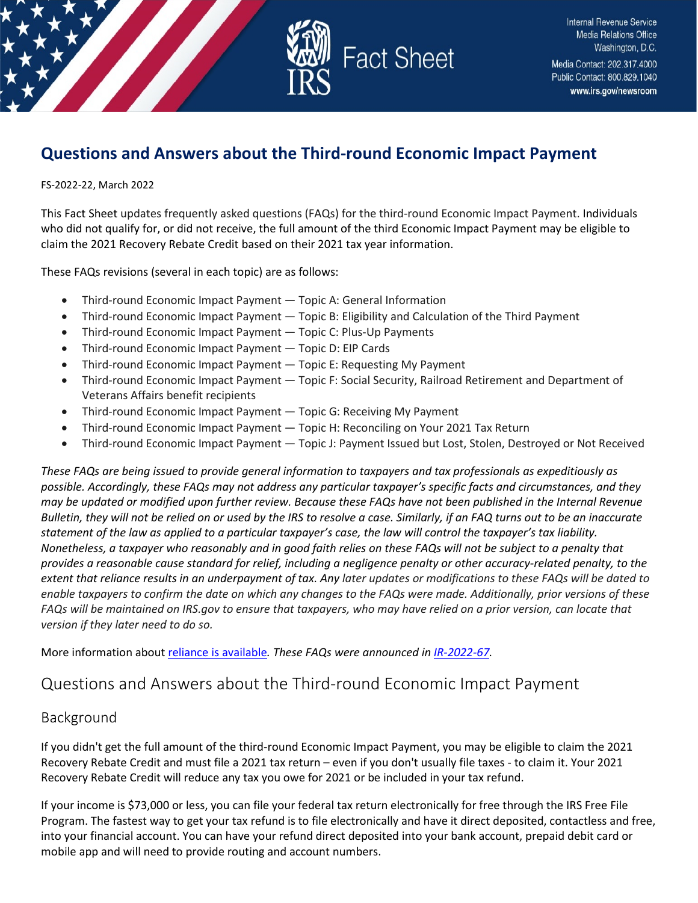Internal Revenue Service
Media Relations Office
Washington, D.C.
Media Contact: 202.317.4000
Public Contact: 800.829.1040
www.irs.gov/newsroom

# Fact Sheet

# Questions and Answers about the Third-round Economic Impact Payment

FS-2022-22, March 2022

This Fact Sheet updates frequently asked questions (FAQs) for the third-round Economic Impact Payment. Individuals who did not qualify for, or did not receive, the full amount of the third Economic Impact Payment may be eligible to claim the 2021 Recovery Rebate Credit based on their 2021 tax year information.

These FAQs revisions (several in each topic) are as follows:

- Third-round Economic Impact Payment — Topic A: General Information
- Third-round Economic Impact Payment — Topic B: Eligibility and Calculation of the Third Payment
- Third-round Economic Impact Payment — Topic C: Plus-Up Payments
- Third-round Economic Impact Payment — Topic D: EIP Cards
- Third-round Economic Impact Payment — Topic E: Requesting My Payment
- Third-round Economic Impact Payment — Topic F: Social Security, Railroad Retirement and Department of Veterans Affairs benefit recipients
- Third-round Economic Impact Payment — Topic G: Receiving My Payment
- Third-round Economic Impact Payment — Topic H: Reconciling on Your 2021 Tax Return
- Third-round Economic Impact Payment — Topic J: Payment Issued but Lost, Stolen, Destroyed or Not Received

*These FAQs are being issued to provide general information to taxpayers and tax professionals as expeditiously as possible. Accordingly, these FAQs may not address any particular taxpayer's specific facts and circumstances, and they may be updated or modified upon further review. Because these FAQs have not been published in the Internal Revenue Bulletin, they will not be relied on or used by the IRS to resolve a case. Similarly, if an FAQ turns out to be an inaccurate statement of the law as applied to a particular taxpayer's case, the law will control the taxpayer's tax liability. Nonetheless, a taxpayer who reasonably and in good faith relies on these FAQs will not be subject to a penalty that provides a reasonable cause standard for relief, including a negligence penalty or other accuracy-related penalty, to the extent that reliance results in an underpayment of tax. Any later updates or modifications to these FAQs will be dated to enable taxpayers to confirm the date on which any changes to the FAQs were made. Additionally, prior versions of these FAQs will be maintained on IRS.gov to ensure that taxpayers, who may have relied on a prior version, can locate that version if they later need to do so.*

More information about reliance is available*. These FAQs were announced in IR-2022-67.*

## Questions and Answers about the Third-round Economic Impact Payment

### Background

If you didn't get the full amount of the third-round Economic Impact Payment, you may be eligible to claim the 2021 Recovery Rebate Credit and must file a 2021 tax return – even if you don't usually file taxes - to claim it. Your 2021 Recovery Rebate Credit will reduce any tax you owe for 2021 or be included in your tax refund.

If your income is $73,000 or less, you can file your federal tax return electronically for free through the IRS Free File Program. The fastest way to get your tax refund is to file electronically and have it direct deposited, contactless and free, into your financial account. You can have your refund direct deposited into your bank account, prepaid debit card or mobile app and will need to provide routing and account numbers.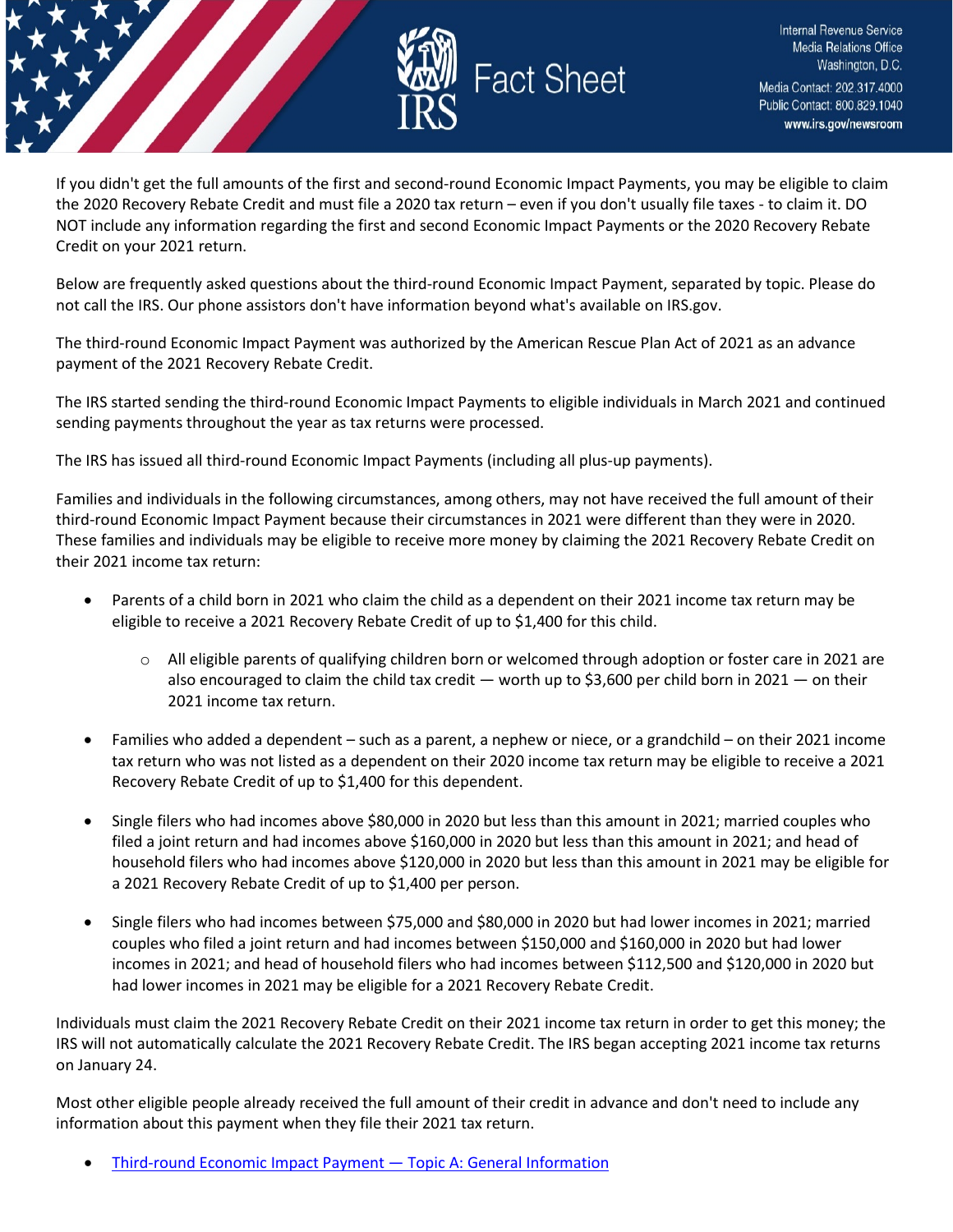If you didn't get the full amounts of the first and second-round Economic Impact Payments, you may be eligible to claim the 2020 Recovery Rebate Credit and must file a 2020 tax return – even if you don't usually file taxes - to claim it. DO NOT include any information regarding the first and second Economic Impact Payments or the 2020 Recovery Rebate Credit on your 2021 return.

Below are frequently asked questions about the third-round Economic Impact Payment, separated by topic. Please do not call the IRS. Our phone assistors don't have information beyond what's available on IRS.gov.

The third-round Economic Impact Payment was authorized by the American Rescue Plan Act of 2021 as an advance payment of the 2021 Recovery Rebate Credit.

The IRS started sending the third-round Economic Impact Payments to eligible individuals in March 2021 and continued sending payments throughout the year as tax returns were processed.

The IRS has issued all third-round Economic Impact Payments (including all plus-up payments).

Families and individuals in the following circumstances, among others, may not have received the full amount of their third-round Economic Impact Payment because their circumstances in 2021 were different than they were in 2020. These families and individuals may be eligible to receive more money by claiming the 2021 Recovery Rebate Credit on their 2021 income tax return:

- Parents of a child born in 2021 who claim the child as a dependent on their 2021 income tax return may be eligible to receive a 2021 Recovery Rebate Credit of up to $1,400 for this child.
  - All eligible parents of qualifying children born or welcomed through adoption or foster care in 2021 are also encouraged to claim the child tax credit — worth up to $3,600 per child born in 2021 — on their 2021 income tax return.
- Families who added a dependent – such as a parent, a nephew or niece, or a grandchild – on their 2021 income tax return who was not listed as a dependent on their 2020 income tax return may be eligible to receive a 2021 Recovery Rebate Credit of up to $1,400 for this dependent.
- Single filers who had incomes above $80,000 in 2020 but less than this amount in 2021; married couples who filed a joint return and had incomes above $160,000 in 2020 but less than this amount in 2021; and head of household filers who had incomes above $120,000 in 2020 but less than this amount in 2021 may be eligible for a 2021 Recovery Rebate Credit of up to $1,400 per person.
- Single filers who had incomes between $75,000 and $80,000 in 2020 but had lower incomes in 2021; married couples who filed a joint return and had incomes between $150,000 and $160,000 in 2020 but had lower incomes in 2021; and head of household filers who had incomes between $112,500 and $120,000 in 2020 but had lower incomes in 2021 may be eligible for a 2021 Recovery Rebate Credit.

Individuals must claim the 2021 Recovery Rebate Credit on their 2021 income tax return in order to get this money; the IRS will not automatically calculate the 2021 Recovery Rebate Credit. The IRS began accepting 2021 income tax returns on January 24.

Most other eligible people already received the full amount of their credit in advance and don't need to include any information about this payment when they file their 2021 tax return.

- Third-round Economic Impact Payment — Topic A: General Information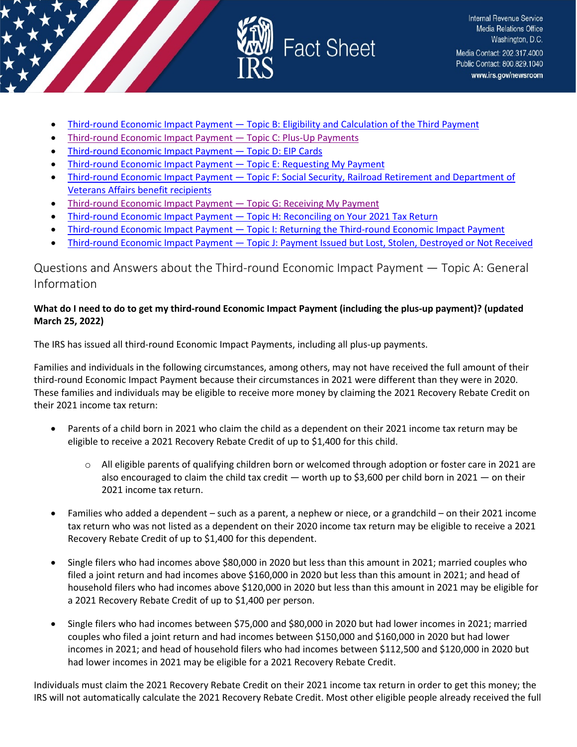- Third-round Economic Impact Payment — Topic B: Eligibility and Calculation of the Third Payment
- Third-round Economic Impact Payment — Topic C: Plus-Up Payments
- Third-round Economic Impact Payment — Topic D: EIP Cards
- Third-round Economic Impact Payment — Topic E: Requesting My Payment
- Third-round Economic Impact Payment — Topic F: Social Security, Railroad Retirement and Department of Veterans Affairs benefit recipients
- Third-round Economic Impact Payment — Topic G: Receiving My Payment
- Third-round Economic Impact Payment — Topic H: Reconciling on Your 2021 Tax Return
- Third-round Economic Impact Payment — Topic I: Returning the Third-round Economic Impact Payment
- Third-round Economic Impact Payment — Topic J: Payment Issued but Lost, Stolen, Destroyed or Not Received

## Questions and Answers about the Third-round Economic Impact Payment — Topic A: General Information

**What do I need to do to get my third-round Economic Impact Payment (including the plus-up payment)? (updated March 25, 2022)**

The IRS has issued all third-round Economic Impact Payments, including all plus-up payments.

Families and individuals in the following circumstances, among others, may not have received the full amount of their third-round Economic Impact Payment because their circumstances in 2021 were different than they were in 2020. These families and individuals may be eligible to receive more money by claiming the 2021 Recovery Rebate Credit on their 2021 income tax return:

- Parents of a child born in 2021 who claim the child as a dependent on their 2021 income tax return may be eligible to receive a 2021 Recovery Rebate Credit of up to $1,400 for this child.
    - All eligible parents of qualifying children born or welcomed through adoption or foster care in 2021 are also encouraged to claim the child tax credit — worth up to $3,600 per child born in 2021 — on their 2021 income tax return.
- Families who added a dependent – such as a parent, a nephew or niece, or a grandchild – on their 2021 income tax return who was not listed as a dependent on their 2020 income tax return may be eligible to receive a 2021 Recovery Rebate Credit of up to $1,400 for this dependent.
- Single filers who had incomes above $80,000 in 2020 but less than this amount in 2021; married couples who filed a joint return and had incomes above $160,000 in 2020 but less than this amount in 2021; and head of household filers who had incomes above $120,000 in 2020 but less than this amount in 2021 may be eligible for a 2021 Recovery Rebate Credit of up to $1,400 per person.
- Single filers who had incomes between $75,000 and $80,000 in 2020 but had lower incomes in 2021; married couples who filed a joint return and had incomes between $150,000 and $160,000 in 2020 but had lower incomes in 2021; and head of household filers who had incomes between $112,500 and $120,000 in 2020 but had lower incomes in 2021 may be eligible for a 2021 Recovery Rebate Credit.

Individuals must claim the 2021 Recovery Rebate Credit on their 2021 income tax return in order to get this money; the IRS will not automatically calculate the 2021 Recovery Rebate Credit. Most other eligible people already received the full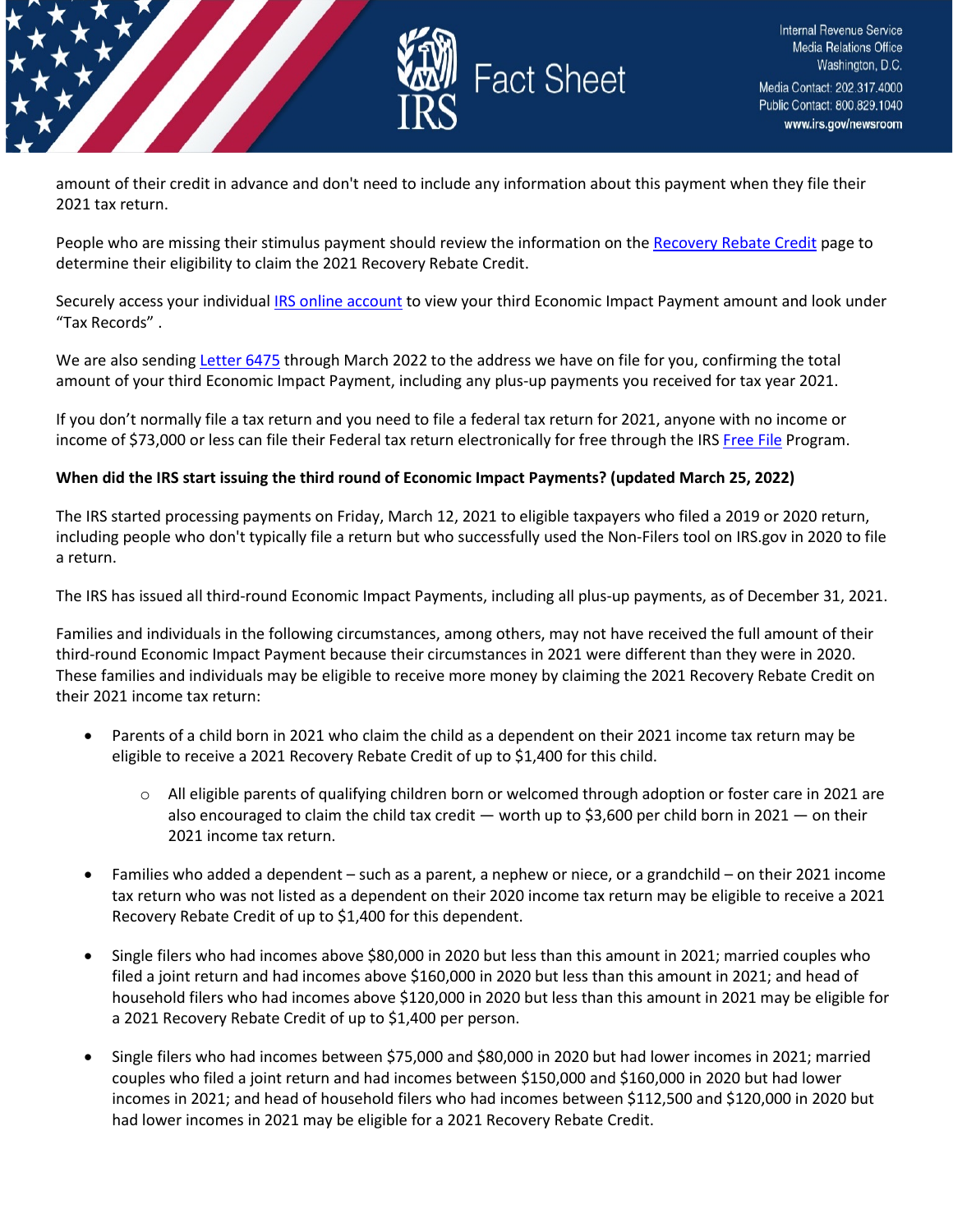amount of their credit in advance and don't need to include any information about this payment when they file their 2021 tax return.

People who are missing their stimulus payment should review the information on the Recovery Rebate Credit page to determine their eligibility to claim the 2021 Recovery Rebate Credit.

Securely access your individual IRS online account to view your third Economic Impact Payment amount and look under "Tax Records" .

We are also sending Letter 6475 through March 2022 to the address we have on file for you, confirming the total amount of your third Economic Impact Payment, including any plus-up payments you received for tax year 2021.

If you don't normally file a tax return and you need to file a federal tax return for 2021, anyone with no income or income of $73,000 or less can file their Federal tax return electronically for free through the IRS Free File Program.

**When did the IRS start issuing the third round of Economic Impact Payments? (updated March 25, 2022)**

The IRS started processing payments on Friday, March 12, 2021 to eligible taxpayers who filed a 2019 or 2020 return, including people who don't typically file a return but who successfully used the Non-Filers tool on IRS.gov in 2020 to file a return.

The IRS has issued all third-round Economic Impact Payments, including all plus-up payments, as of December 31, 2021.

Families and individuals in the following circumstances, among others, may not have received the full amount of their third-round Economic Impact Payment because their circumstances in 2021 were different than they were in 2020. These families and individuals may be eligible to receive more money by claiming the 2021 Recovery Rebate Credit on their 2021 income tax return:

- Parents of a child born in 2021 who claim the child as a dependent on their 2021 income tax return may be eligible to receive a 2021 Recovery Rebate Credit of up to $1,400 for this child.
  - All eligible parents of qualifying children born or welcomed through adoption or foster care in 2021 are also encouraged to claim the child tax credit — worth up to $3,600 per child born in 2021 — on their 2021 income tax return.
- Families who added a dependent – such as a parent, a nephew or niece, or a grandchild – on their 2021 income tax return who was not listed as a dependent on their 2020 income tax return may be eligible to receive a 2021 Recovery Rebate Credit of up to $1,400 for this dependent.
- Single filers who had incomes above $80,000 in 2020 but less than this amount in 2021; married couples who filed a joint return and had incomes above $160,000 in 2020 but less than this amount in 2021; and head of household filers who had incomes above $120,000 in 2020 but less than this amount in 2021 may be eligible for a 2021 Recovery Rebate Credit of up to $1,400 per person.
- Single filers who had incomes between $75,000 and $80,000 in 2020 but had lower incomes in 2021; married couples who filed a joint return and had incomes between $150,000 and $160,000 in 2020 but had lower incomes in 2021; and head of household filers who had incomes between $112,500 and $120,000 in 2020 but had lower incomes in 2021 may be eligible for a 2021 Recovery Rebate Credit.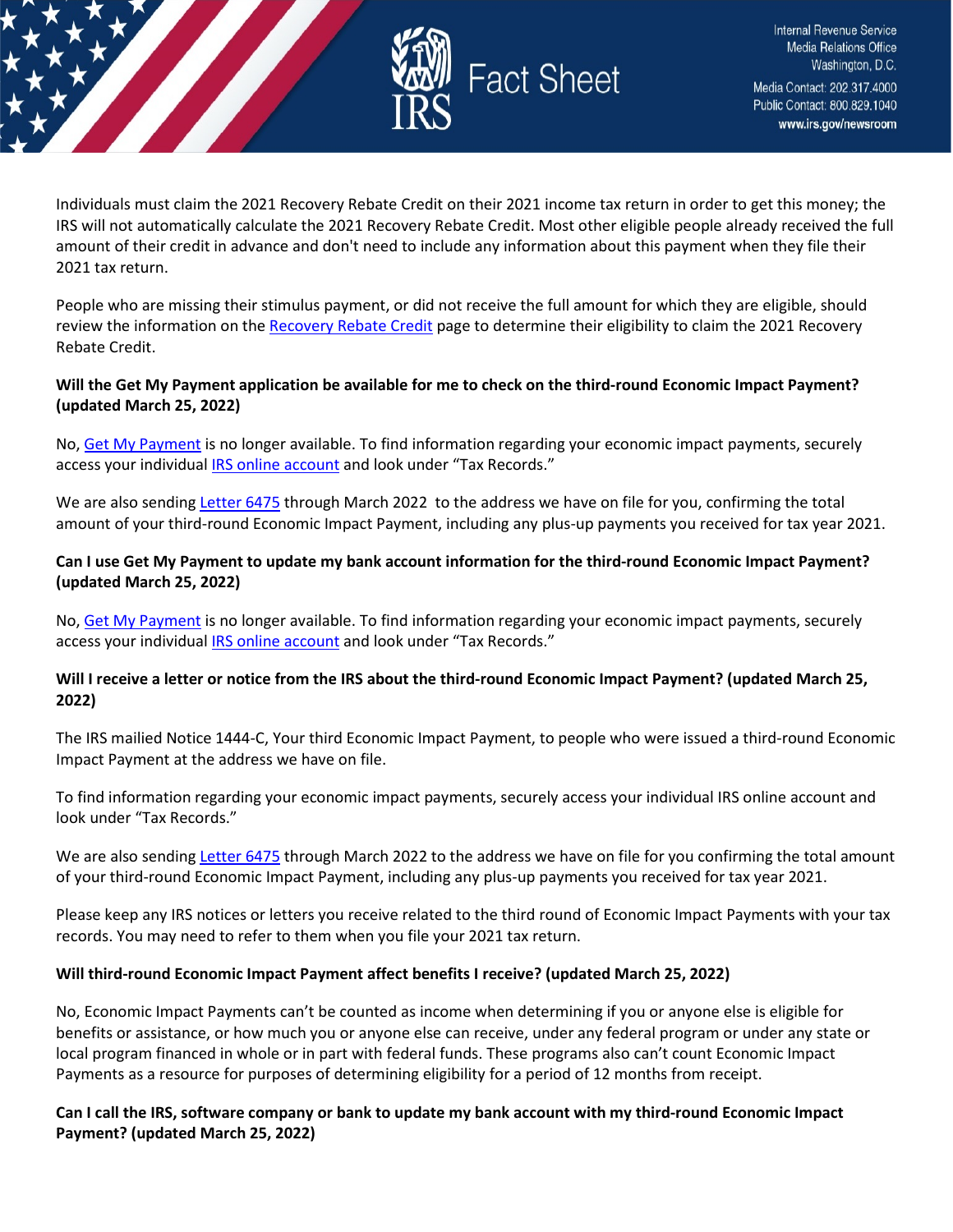Individuals must claim the 2021 Recovery Rebate Credit on their 2021 income tax return in order to get this money; the IRS will not automatically calculate the 2021 Recovery Rebate Credit. Most other eligible people already received the full amount of their credit in advance and don't need to include any information about this payment when they file their 2021 tax return.

People who are missing their stimulus payment, or did not receive the full amount for which they are eligible, should review the information on the Recovery Rebate Credit page to determine their eligibility to claim the 2021 Recovery Rebate Credit.

**Will the Get My Payment application be available for me to check on the third-round Economic Impact Payment? (updated March 25, 2022)**

No, Get My Payment is no longer available. To find information regarding your economic impact payments, securely access your individual IRS online account and look under "Tax Records."

We are also sending Letter 6475 through March 2022 to the address we have on file for you, confirming the total amount of your third-round Economic Impact Payment, including any plus-up payments you received for tax year 2021.

**Can I use Get My Payment to update my bank account information for the third-round Economic Impact Payment? (updated March 25, 2022)**

No, Get My Payment is no longer available. To find information regarding your economic impact payments, securely access your individual IRS online account and look under "Tax Records."

**Will I receive a letter or notice from the IRS about the third-round Economic Impact Payment? (updated March 25, 2022)**

The IRS mailied Notice 1444-C, Your third Economic Impact Payment, to people who were issued a third-round Economic Impact Payment at the address we have on file.

To find information regarding your economic impact payments, securely access your individual IRS online account and look under "Tax Records."

We are also sending Letter 6475 through March 2022 to the address we have on file for you confirming the total amount of your third-round Economic Impact Payment, including any plus-up payments you received for tax year 2021.

Please keep any IRS notices or letters you receive related to the third round of Economic Impact Payments with your tax records. You may need to refer to them when you file your 2021 tax return.

**Will third-round Economic Impact Payment affect benefits I receive? (updated March 25, 2022)**

No, Economic Impact Payments can't be counted as income when determining if you or anyone else is eligible for benefits or assistance, or how much you or anyone else can receive, under any federal program or under any state or local program financed in whole or in part with federal funds. These programs also can't count Economic Impact Payments as a resource for purposes of determining eligibility for a period of 12 months from receipt.

**Can I call the IRS, software company or bank to update my bank account with my third-round Economic Impact Payment? (updated March 25, 2022)**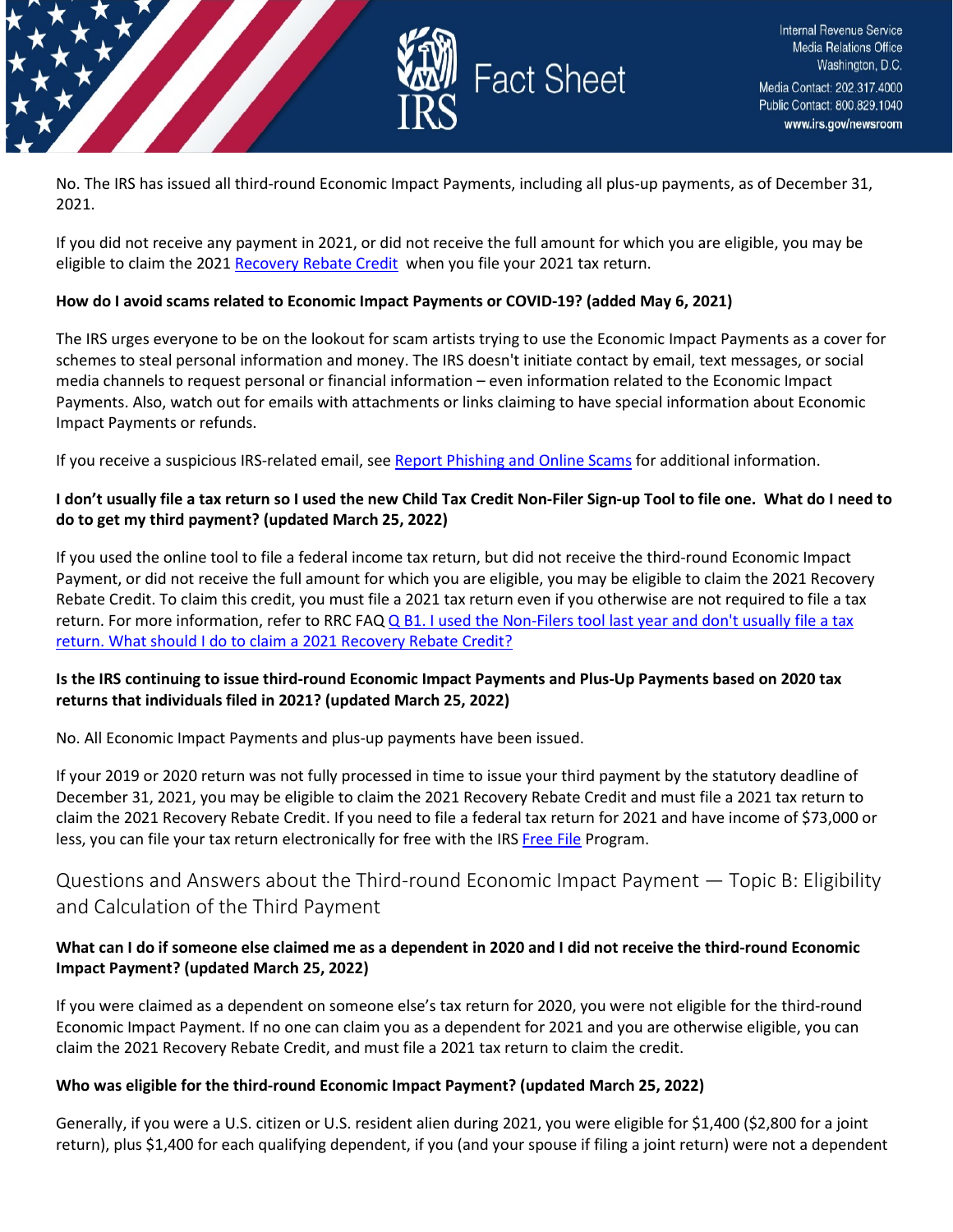No. The IRS has issued all third-round Economic Impact Payments, including all plus-up payments, as of December 31, 2021.

If you did not receive any payment in 2021, or did not receive the full amount for which you are eligible, you may be eligible to claim the 2021 [Recovery Rebate Credit](#) when you file your 2021 tax return.

**How do I avoid scams related to Economic Impact Payments or COVID-19? (added May 6, 2021)**

The IRS urges everyone to be on the lookout for scam artists trying to use the Economic Impact Payments as a cover for schemes to steal personal information and money. The IRS doesn't initiate contact by email, text messages, or social media channels to request personal or financial information – even information related to the Economic Impact Payments. Also, watch out for emails with attachments or links claiming to have special information about Economic Impact Payments or refunds.

If you receive a suspicious IRS-related email, see [Report Phishing and Online Scams](#) for additional information.

**I don't usually file a tax return so I used the new Child Tax Credit Non-Filer Sign-up Tool to file one. What do I need to do to get my third payment? (updated March 25, 2022)**

If you used the online tool to file a federal income tax return, but did not receive the third-round Economic Impact Payment, or did not receive the full amount for which you are eligible, you may be eligible to claim the 2021 Recovery Rebate Credit. To claim this credit, you must file a 2021 tax return even if you otherwise are not required to file a tax return. For more information, refer to RRC FAQ [Q B1. I used the Non-Filers tool last year and don't usually file a tax return. What should I do to claim a 2021 Recovery Rebate Credit?](#)

**Is the IRS continuing to issue third-round Economic Impact Payments and Plus-Up Payments based on 2020 tax returns that individuals filed in 2021? (updated March 25, 2022)**

No. All Economic Impact Payments and plus-up payments have been issued.

If your 2019 or 2020 return was not fully processed in time to issue your third payment by the statutory deadline of December 31, 2021, you may be eligible to claim the 2021 Recovery Rebate Credit and must file a 2021 tax return to claim the 2021 Recovery Rebate Credit. If you need to file a federal tax return for 2021 and have income of $73,000 or less, you can file your tax return electronically for free with the IRS [Free File](#) Program.

## Questions and Answers about the Third-round Economic Impact Payment — Topic B: Eligibility and Calculation of the Third Payment

**What can I do if someone else claimed me as a dependent in 2020 and I did not receive the third-round Economic Impact Payment? (updated March 25, 2022)**

If you were claimed as a dependent on someone else's tax return for 2020, you were not eligible for the third-round Economic Impact Payment. If no one can claim you as a dependent for 2021 and you are otherwise eligible, you can claim the 2021 Recovery Rebate Credit, and must file a 2021 tax return to claim the credit.

**Who was eligible for the third-round Economic Impact Payment? (updated March 25, 2022)**

Generally, if you were a U.S. citizen or U.S. resident alien during 2021, you were eligible for $1,400 ($2,800 for a joint return), plus $1,400 for each qualifying dependent, if you (and your spouse if filing a joint return) were not a dependent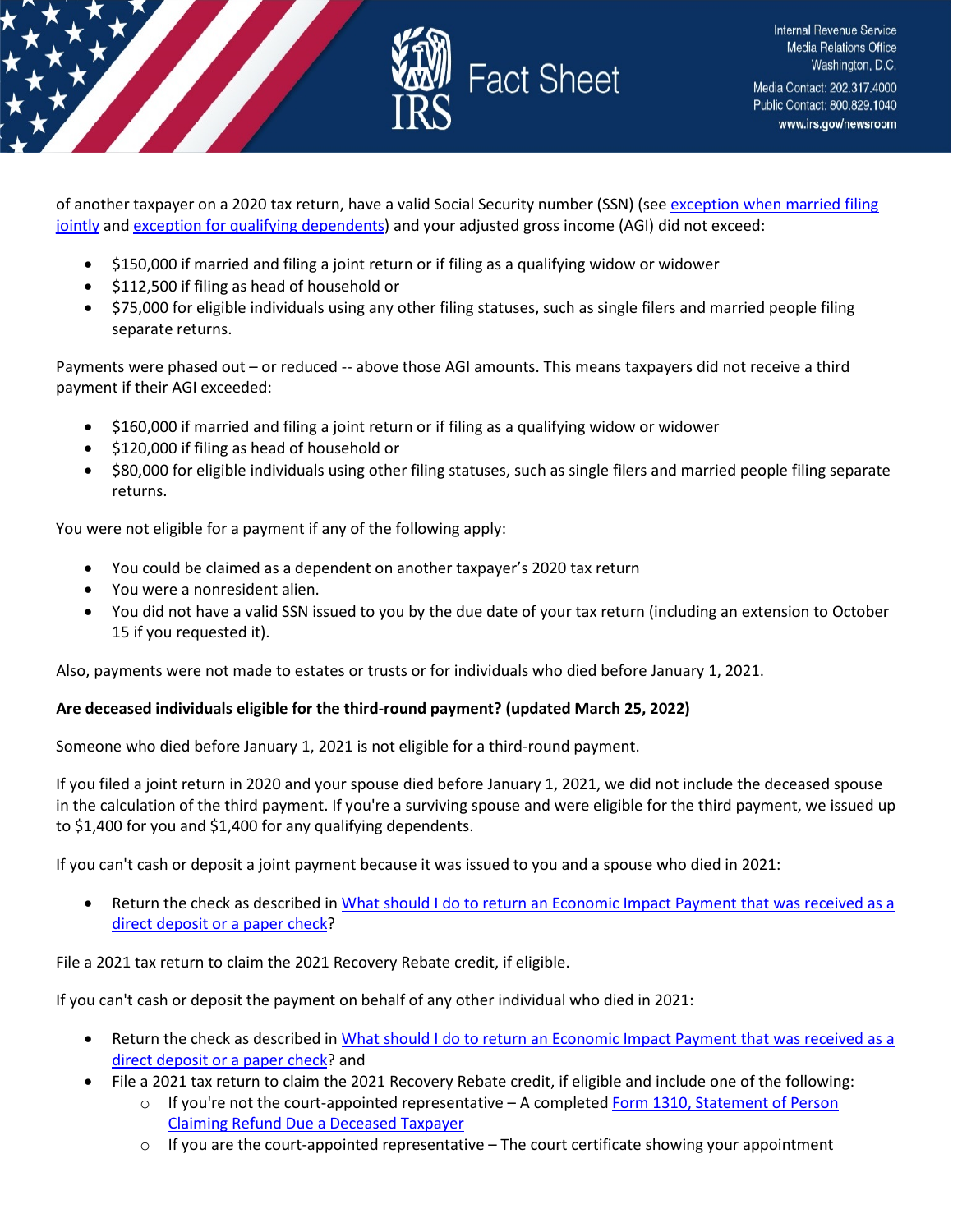of another taxpayer on a 2020 tax return, have a valid Social Security number (SSN) (see [exception when married filing jointly] and [exception for qualifying dependents]) and your adjusted gross income (AGI) did not exceed:

- $150,000 if married and filing a joint return or if filing as a qualifying widow or widower
- $112,500 if filing as head of household or
- $75,000 for eligible individuals using any other filing statuses, such as single filers and married people filing separate returns.

Payments were phased out – or reduced -- above those AGI amounts. This means taxpayers did not receive a third payment if their AGI exceeded:

- $160,000 if married and filing a joint return or if filing as a qualifying widow or widower
- $120,000 if filing as head of household or
- $80,000 for eligible individuals using other filing statuses, such as single filers and married people filing separate returns.

You were not eligible for a payment if any of the following apply:

- You could be claimed as a dependent on another taxpayer's 2020 tax return
- You were a nonresident alien.
- You did not have a valid SSN issued to you by the due date of your tax return (including an extension to October 15 if you requested it).

Also, payments were not made to estates or trusts or for individuals who died before January 1, 2021.

**Are deceased individuals eligible for the third-round payment? (updated March 25, 2022)**

Someone who died before January 1, 2021 is not eligible for a third-round payment.

If you filed a joint return in 2020 and your spouse died before January 1, 2021, we did not include the deceased spouse in the calculation of the third payment. If you're a surviving spouse and were eligible for the third payment, we issued up to $1,400 for you and $1,400 for any qualifying dependents.

If you can't cash or deposit a joint payment because it was issued to you and a spouse who died in 2021:

- Return the check as described in [What should I do to return an Economic Impact Payment that was received as a direct deposit or a paper check]?

File a 2021 tax return to claim the 2021 Recovery Rebate credit, if eligible.

If you can't cash or deposit the payment on behalf of any other individual who died in 2021:

- Return the check as described in [What should I do to return an Economic Impact Payment that was received as a direct deposit or a paper check]? and
- File a 2021 tax return to claim the 2021 Recovery Rebate credit, if eligible and include one of the following:
  - If you're not the court-appointed representative – A completed [Form 1310, Statement of Person Claiming Refund Due a Deceased Taxpayer]
  - If you are the court-appointed representative – The court certificate showing your appointment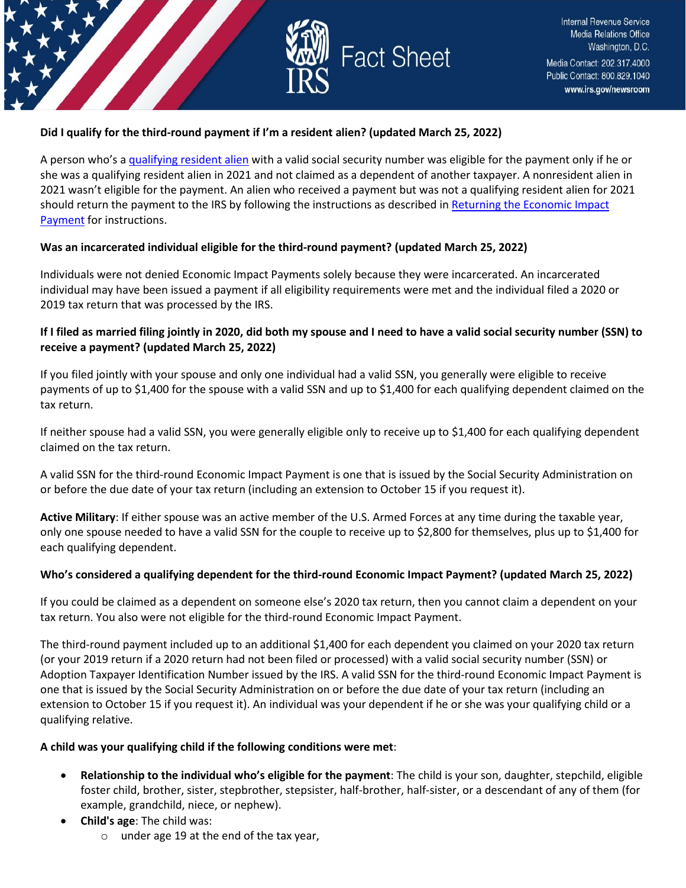**Did I qualify for the third-round payment if I'm a resident alien? (updated March 25, 2022)**

A person who's a qualifying resident alien with a valid social security number was eligible for the payment only if he or she was a qualifying resident alien in 2021 and not claimed as a dependent of another taxpayer. A nonresident alien in 2021 wasn't eligible for the payment. An alien who received a payment but was not a qualifying resident alien for 2021 should return the payment to the IRS by following the instructions as described in Returning the Economic Impact Payment for instructions.

**Was an incarcerated individual eligible for the third-round payment? (updated March 25, 2022)**

Individuals were not denied Economic Impact Payments solely because they were incarcerated. An incarcerated individual may have been issued a payment if all eligibility requirements were met and the individual filed a 2020 or 2019 tax return that was processed by the IRS.

**If I filed as married filing jointly in 2020, did both my spouse and I need to have a valid social security number (SSN) to receive a payment? (updated March 25, 2022)**

If you filed jointly with your spouse and only one individual had a valid SSN, you generally were eligible to receive payments of up to $1,400 for the spouse with a valid SSN and up to $1,400 for each qualifying dependent claimed on the tax return.

If neither spouse had a valid SSN, you were generally eligible only to receive up to $1,400 for each qualifying dependent claimed on the tax return.

A valid SSN for the third-round Economic Impact Payment is one that is issued by the Social Security Administration on or before the due date of your tax return (including an extension to October 15 if you request it).

**Active Military**: If either spouse was an active member of the U.S. Armed Forces at any time during the taxable year, only one spouse needed to have a valid SSN for the couple to receive up to $2,800 for themselves, plus up to $1,400 for each qualifying dependent.

**Who's considered a qualifying dependent for the third-round Economic Impact Payment? (updated March 25, 2022)**

If you could be claimed as a dependent on someone else's 2020 tax return, then you cannot claim a dependent on your tax return. You also were not eligible for the third-round Economic Impact Payment.

The third-round payment included up to an additional $1,400 for each dependent you claimed on your 2020 tax return (or your 2019 return if a 2020 return had not been filed or processed) with a valid social security number (SSN) or Adoption Taxpayer Identification Number issued by the IRS. A valid SSN for the third-round Economic Impact Payment is one that is issued by the Social Security Administration on or before the due date of your tax return (including an extension to October 15 if you request it). An individual was your dependent if he or she was your qualifying child or a qualifying relative.

**A child was your qualifying child if the following conditions were met**:

- **Relationship to the individual who's eligible for the payment**: The child is your son, daughter, stepchild, eligible foster child, brother, sister, stepbrother, stepsister, half-brother, half-sister, or a descendant of any of them (for example, grandchild, niece, or nephew).
- **Child's age**: The child was:
  - under age 19 at the end of the tax year,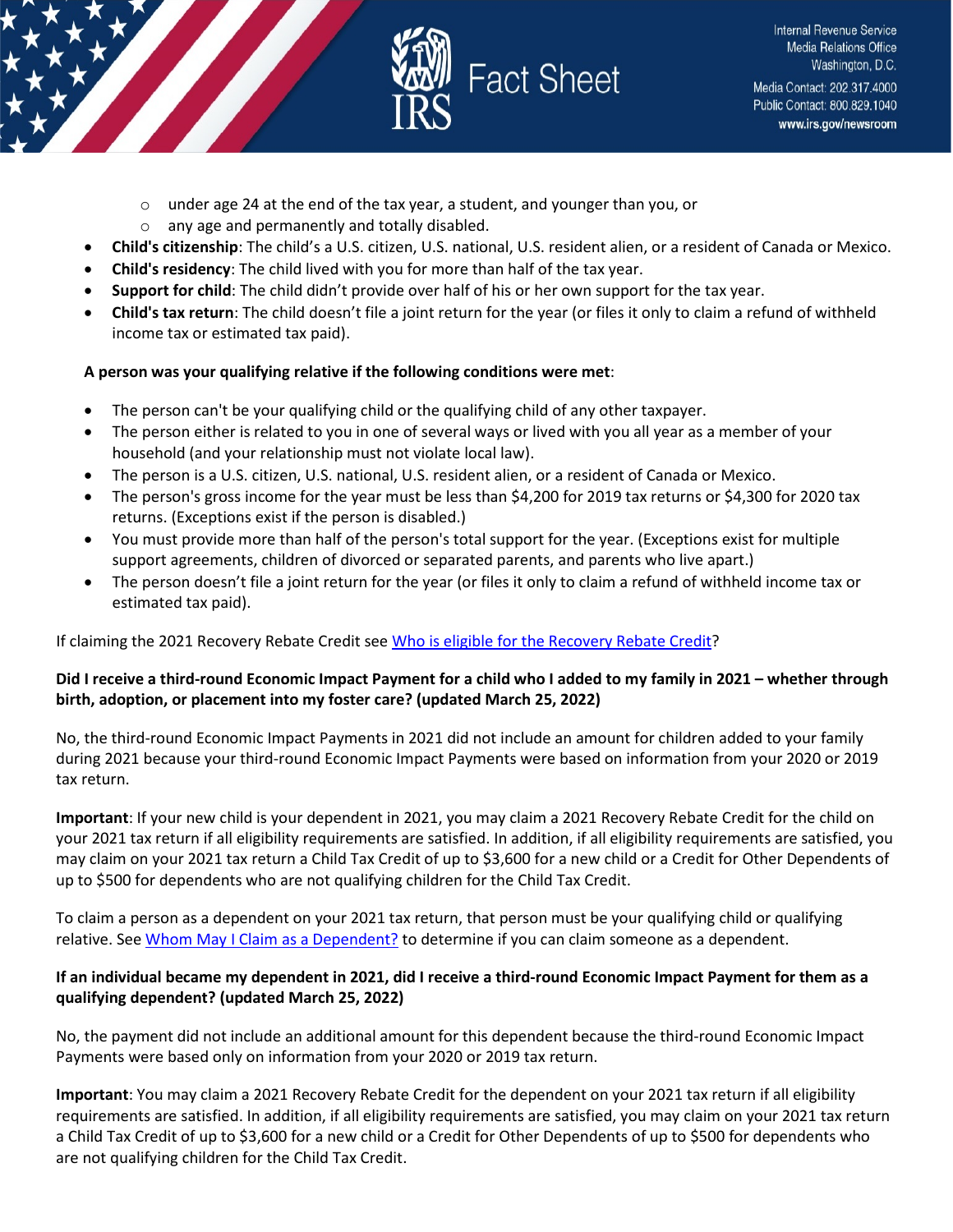- under age 24 at the end of the tax year, a student, and younger than you, or
  - any age and permanently and totally disabled.
- **Child's citizenship**: The child's a U.S. citizen, U.S. national, U.S. resident alien, or a resident of Canada or Mexico.
- **Child's residency**: The child lived with you for more than half of the tax year.
- **Support for child**: The child didn't provide over half of his or her own support for the tax year.
- **Child's tax return**: The child doesn't file a joint return for the year (or files it only to claim a refund of withheld income tax or estimated tax paid).

**A person was your qualifying relative if the following conditions were met**:

- The person can't be your qualifying child or the qualifying child of any other taxpayer.
- The person either is related to you in one of several ways or lived with you all year as a member of your household (and your relationship must not violate local law).
- The person is a U.S. citizen, U.S. national, U.S. resident alien, or a resident of Canada or Mexico.
- The person's gross income for the year must be less than $4,200 for 2019 tax returns or $4,300 for 2020 tax returns. (Exceptions exist if the person is disabled.)
- You must provide more than half of the person's total support for the year. (Exceptions exist for multiple support agreements, children of divorced or separated parents, and parents who live apart.)
- The person doesn't file a joint return for the year (or files it only to claim a refund of withheld income tax or estimated tax paid).

If claiming the 2021 Recovery Rebate Credit see [Who is eligible for the Recovery Rebate Credit]?

**Did I receive a third-round Economic Impact Payment for a child who I added to my family in 2021 – whether through birth, adoption, or placement into my foster care? (updated March 25, 2022)**

No, the third-round Economic Impact Payments in 2021 did not include an amount for children added to your family during 2021 because your third-round Economic Impact Payments were based on information from your 2020 or 2019 tax return.

**Important**: If your new child is your dependent in 2021, you may claim a 2021 Recovery Rebate Credit for the child on your 2021 tax return if all eligibility requirements are satisfied. In addition, if all eligibility requirements are satisfied, you may claim on your 2021 tax return a Child Tax Credit of up to $3,600 for a new child or a Credit for Other Dependents of up to $500 for dependents who are not qualifying children for the Child Tax Credit.

To claim a person as a dependent on your 2021 tax return, that person must be your qualifying child or qualifying relative. See [Whom May I Claim as a Dependent?] to determine if you can claim someone as a dependent.

**If an individual became my dependent in 2021, did I receive a third-round Economic Impact Payment for them as a qualifying dependent? (updated March 25, 2022)**

No, the payment did not include an additional amount for this dependent because the third-round Economic Impact Payments were based only on information from your 2020 or 2019 tax return.

**Important**: You may claim a 2021 Recovery Rebate Credit for the dependent on your 2021 tax return if all eligibility requirements are satisfied. In addition, if all eligibility requirements are satisfied, you may claim on your 2021 tax return a Child Tax Credit of up to $3,600 for a new child or a Credit for Other Dependents of up to $500 for dependents who are not qualifying children for the Child Tax Credit.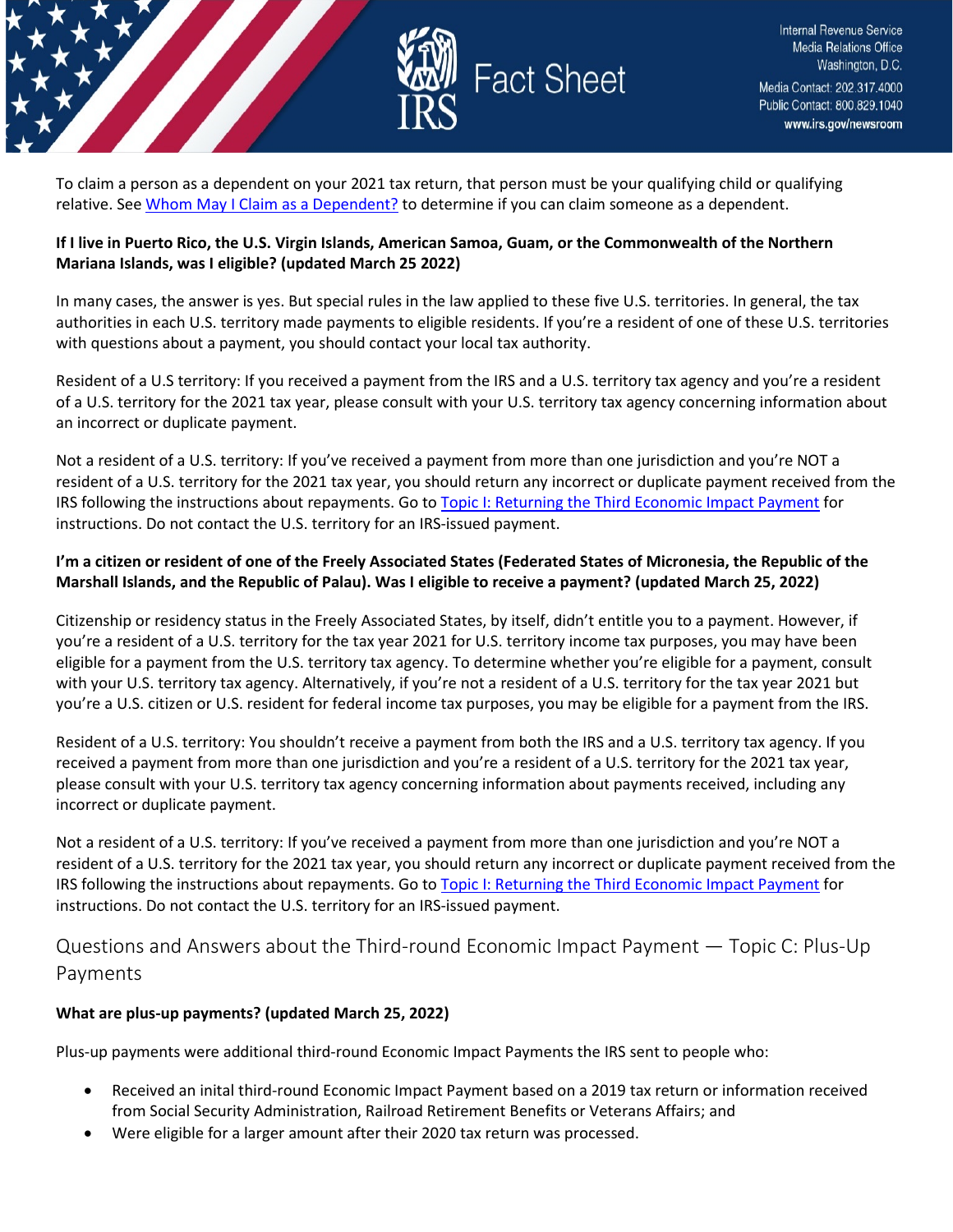To claim a person as a dependent on your 2021 tax return, that person must be your qualifying child or qualifying relative. See [Whom May I Claim as a Dependent?] to determine if you can claim someone as a dependent.

**If I live in Puerto Rico, the U.S. Virgin Islands, American Samoa, Guam, or the Commonwealth of the Northern Mariana Islands, was I eligible? (updated March 25 2022)**

In many cases, the answer is yes. But special rules in the law applied to these five U.S. territories. In general, the tax authorities in each U.S. territory made payments to eligible residents. If you're a resident of one of these U.S. territories with questions about a payment, you should contact your local tax authority.

Resident of a U.S territory: If you received a payment from the IRS and a U.S. territory tax agency and you're a resident of a U.S. territory for the 2021 tax year, please consult with your U.S. territory tax agency concerning information about an incorrect or duplicate payment.

Not a resident of a U.S. territory: If you've received a payment from more than one jurisdiction and you're NOT a resident of a U.S. territory for the 2021 tax year, you should return any incorrect or duplicate payment received from the IRS following the instructions about repayments. Go to Topic I: Returning the Third Economic Impact Payment for instructions. Do not contact the U.S. territory for an IRS-issued payment.

**I'm a citizen or resident of one of the Freely Associated States (Federated States of Micronesia, the Republic of the Marshall Islands, and the Republic of Palau). Was I eligible to receive a payment? (updated March 25, 2022)**

Citizenship or residency status in the Freely Associated States, by itself, didn't entitle you to a payment. However, if you're a resident of a U.S. territory for the tax year 2021 for U.S. territory income tax purposes, you may have been eligible for a payment from the U.S. territory tax agency. To determine whether you're eligible for a payment, consult with your U.S. territory tax agency. Alternatively, if you're not a resident of a U.S. territory for the tax year 2021 but you're a U.S. citizen or U.S. resident for federal income tax purposes, you may be eligible for a payment from the IRS.

Resident of a U.S. territory: You shouldn't receive a payment from both the IRS and a U.S. territory tax agency. If you received a payment from more than one jurisdiction and you're a resident of a U.S. territory for the 2021 tax year, please consult with your U.S. territory tax agency concerning information about payments received, including any incorrect or duplicate payment.

Not a resident of a U.S. territory: If you've received a payment from more than one jurisdiction and you're NOT a resident of a U.S. territory for the 2021 tax year, you should return any incorrect or duplicate payment received from the IRS following the instructions about repayments. Go to Topic I: Returning the Third Economic Impact Payment for instructions. Do not contact the U.S. territory for an IRS-issued payment.

## Questions and Answers about the Third-round Economic Impact Payment — Topic C: Plus-Up Payments

**What are plus-up payments? (updated March 25, 2022)**

Plus-up payments were additional third-round Economic Impact Payments the IRS sent to people who:

- Received an inital third-round Economic Impact Payment based on a 2019 tax return or information received from Social Security Administration, Railroad Retirement Benefits or Veterans Affairs; and
- Were eligible for a larger amount after their 2020 tax return was processed.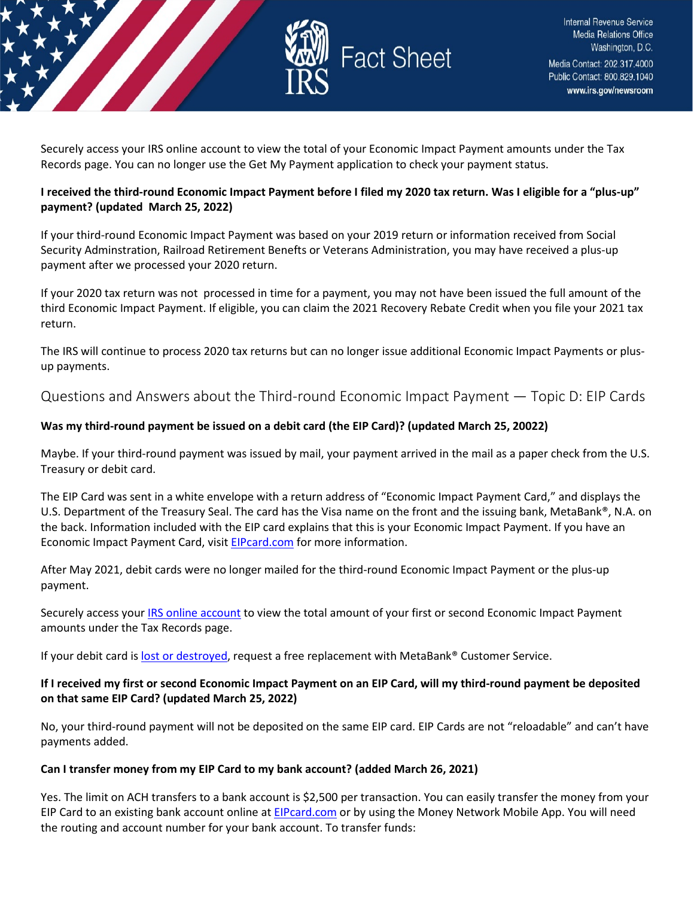Securely access your IRS online account to view the total of your Economic Impact Payment amounts under the Tax Records page. You can no longer use the Get My Payment application to check your payment status.

**I received the third-round Economic Impact Payment before I filed my 2020 tax return. Was I eligible for a "plus-up" payment? (updated March 25, 2022)**

If your third-round Economic Impact Payment was based on your 2019 return or information received from Social Security Adminstration, Railroad Retirement Benefts or Veterans Administration, you may have received a plus-up payment after we processed your 2020 return.

If your 2020 tax return was not processed in time for a payment, you may not have been issued the full amount of the third Economic Impact Payment. If eligible, you can claim the 2021 Recovery Rebate Credit when you file your 2021 tax return.

The IRS will continue to process 2020 tax returns but can no longer issue additional Economic Impact Payments or plus-up payments.

## Questions and Answers about the Third-round Economic Impact Payment — Topic D: EIP Cards

**Was my third-round payment be issued on a debit card (the EIP Card)? (updated March 25, 20022)**

Maybe. If your third-round payment was issued by mail, your payment arrived in the mail as a paper check from the U.S. Treasury or debit card.

The EIP Card was sent in a white envelope with a return address of "Economic Impact Payment Card," and displays the U.S. Department of the Treasury Seal. The card has the Visa name on the front and the issuing bank, MetaBank®, N.A. on the back. Information included with the EIP card explains that this is your Economic Impact Payment. If you have an Economic Impact Payment Card, visit EIPcard.com for more information.

After May 2021, debit cards were no longer mailed for the third-round Economic Impact Payment or the plus-up payment.

Securely access your IRS online account to view the total amount of your first or second Economic Impact Payment amounts under the Tax Records page.

If your debit card is lost or destroyed, request a free replacement with MetaBank® Customer Service.

**If I received my first or second Economic Impact Payment on an EIP Card, will my third-round payment be deposited on that same EIP Card? (updated March 25, 2022)**

No, your third-round payment will not be deposited on the same EIP card. EIP Cards are not "reloadable" and can't have payments added.

**Can I transfer money from my EIP Card to my bank account? (added March 26, 2021)**

Yes. The limit on ACH transfers to a bank account is $2,500 per transaction. You can easily transfer the money from your EIP Card to an existing bank account online at EIPcard.com or by using the Money Network Mobile App. You will need the routing and account number for your bank account. To transfer funds: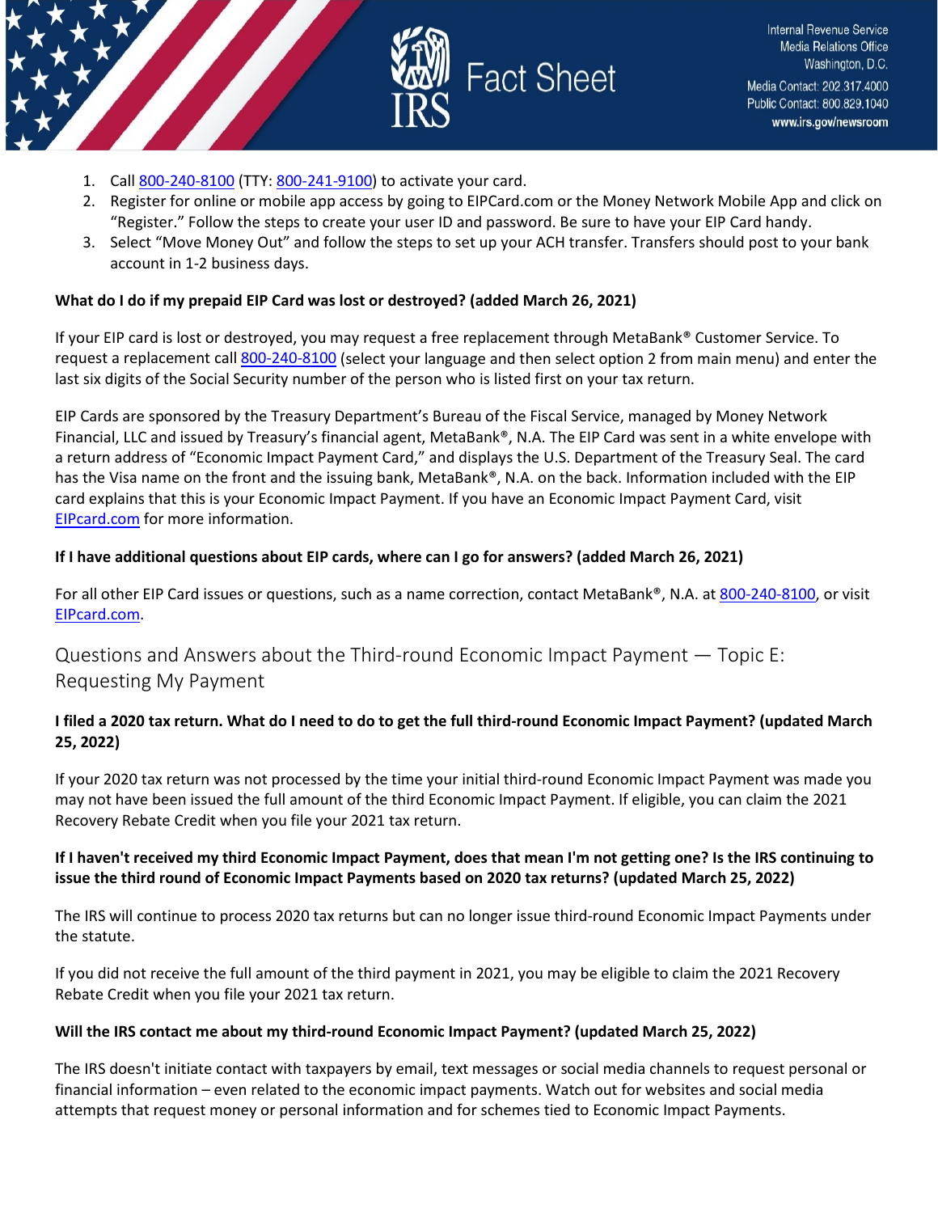1. Call 800-240-8100 (TTY: 800-241-9100) to activate your card.
2. Register for online or mobile app access by going to EIPCard.com or the Money Network Mobile App and click on "Register." Follow the steps to create your user ID and password. Be sure to have your EIP Card handy.
3. Select "Move Money Out" and follow the steps to set up your ACH transfer. Transfers should post to your bank account in 1-2 business days.

**What do I do if my prepaid EIP Card was lost or destroyed? (added March 26, 2021)**

If your EIP card is lost or destroyed, you may request a free replacement through MetaBank® Customer Service. To request a replacement call 800-240-8100 (select your language and then select option 2 from main menu) and enter the last six digits of the Social Security number of the person who is listed first on your tax return.

EIP Cards are sponsored by the Treasury Department's Bureau of the Fiscal Service, managed by Money Network Financial, LLC and issued by Treasury's financial agent, MetaBank®, N.A. The EIP Card was sent in a white envelope with a return address of "Economic Impact Payment Card," and displays the U.S. Department of the Treasury Seal. The card has the Visa name on the front and the issuing bank, MetaBank®, N.A. on the back. Information included with the EIP card explains that this is your Economic Impact Payment. If you have an Economic Impact Payment Card, visit EIPcard.com for more information.

**If I have additional questions about EIP cards, where can I go for answers? (added March 26, 2021)**

For all other EIP Card issues or questions, such as a name correction, contact MetaBank®, N.A. at 800-240-8100, or visit EIPcard.com.

## Questions and Answers about the Third-round Economic Impact Payment — Topic E: Requesting My Payment

**I filed a 2020 tax return. What do I need to do to get the full third-round Economic Impact Payment? (updated March 25, 2022)**

If your 2020 tax return was not processed by the time your initial third-round Economic Impact Payment was made you may not have been issued the full amount of the third Economic Impact Payment. If eligible, you can claim the 2021 Recovery Rebate Credit when you file your 2021 tax return.

**If I haven't received my third Economic Impact Payment, does that mean I'm not getting one? Is the IRS continuing to issue the third round of Economic Impact Payments based on 2020 tax returns? (updated March 25, 2022)**

The IRS will continue to process 2020 tax returns but can no longer issue third-round Economic Impact Payments under the statute.

If you did not receive the full amount of the third payment in 2021, you may be eligible to claim the 2021 Recovery Rebate Credit when you file your 2021 tax return.

**Will the IRS contact me about my third-round Economic Impact Payment? (updated March 25, 2022)**

The IRS doesn't initiate contact with taxpayers by email, text messages or social media channels to request personal or financial information – even related to the economic impact payments. Watch out for websites and social media attempts that request money or personal information and for schemes tied to Economic Impact Payments.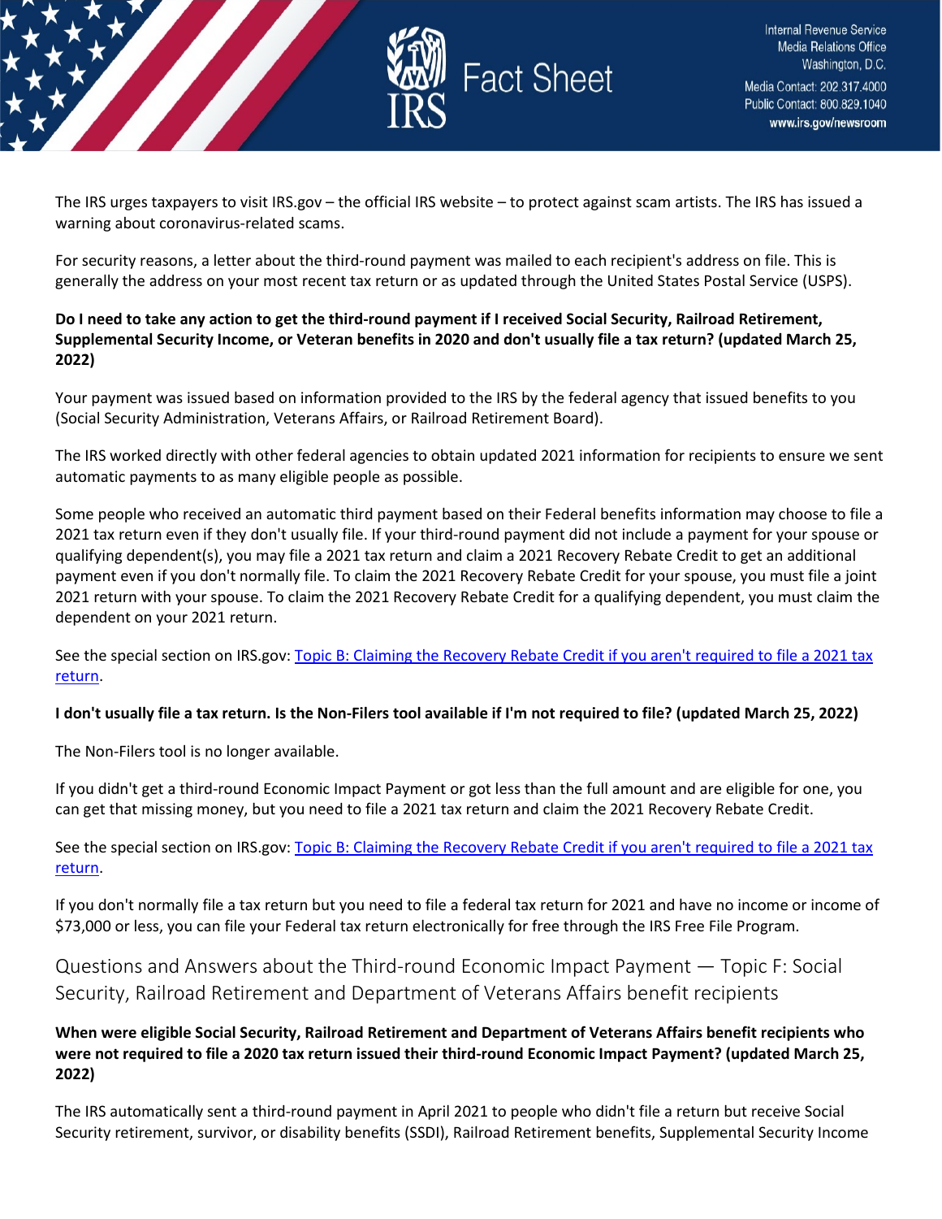The IRS urges taxpayers to visit IRS.gov – the official IRS website – to protect against scam artists. The IRS has issued a warning about coronavirus-related scams.

For security reasons, a letter about the third-round payment was mailed to each recipient's address on file. This is generally the address on your most recent tax return or as updated through the United States Postal Service (USPS).

**Do I need to take any action to get the third-round payment if I received Social Security, Railroad Retirement, Supplemental Security Income, or Veteran benefits in 2020 and don't usually file a tax return? (updated March 25, 2022)**

Your payment was issued based on information provided to the IRS by the federal agency that issued benefits to you (Social Security Administration, Veterans Affairs, or Railroad Retirement Board).

The IRS worked directly with other federal agencies to obtain updated 2021 information for recipients to ensure we sent automatic payments to as many eligible people as possible.

Some people who received an automatic third payment based on their Federal benefits information may choose to file a 2021 tax return even if they don't usually file. If your third-round payment did not include a payment for your spouse or qualifying dependent(s), you may file a 2021 tax return and claim a 2021 Recovery Rebate Credit to get an additional payment even if you don't normally file. To claim the 2021 Recovery Rebate Credit for your spouse, you must file a joint 2021 return with your spouse. To claim the 2021 Recovery Rebate Credit for a qualifying dependent, you must claim the dependent on your 2021 return.

See the special section on IRS.gov: Topic B: Claiming the Recovery Rebate Credit if you aren't required to file a 2021 tax return.

**I don't usually file a tax return. Is the Non-Filers tool available if I'm not required to file? (updated March 25, 2022)**

The Non-Filers tool is no longer available.

If you didn't get a third-round Economic Impact Payment or got less than the full amount and are eligible for one, you can get that missing money, but you need to file a 2021 tax return and claim the 2021 Recovery Rebate Credit.

See the special section on IRS.gov: Topic B: Claiming the Recovery Rebate Credit if you aren't required to file a 2021 tax return.

If you don't normally file a tax return but you need to file a federal tax return for 2021 and have no income or income of $73,000 or less, you can file your Federal tax return electronically for free through the IRS Free File Program.

## Questions and Answers about the Third-round Economic Impact Payment — Topic F: Social Security, Railroad Retirement and Department of Veterans Affairs benefit recipients

**When were eligible Social Security, Railroad Retirement and Department of Veterans Affairs benefit recipients who were not required to file a 2020 tax return issued their third-round Economic Impact Payment? (updated March 25, 2022)**

The IRS automatically sent a third-round payment in April 2021 to people who didn't file a return but receive Social Security retirement, survivor, or disability benefits (SSDI), Railroad Retirement benefits, Supplemental Security Income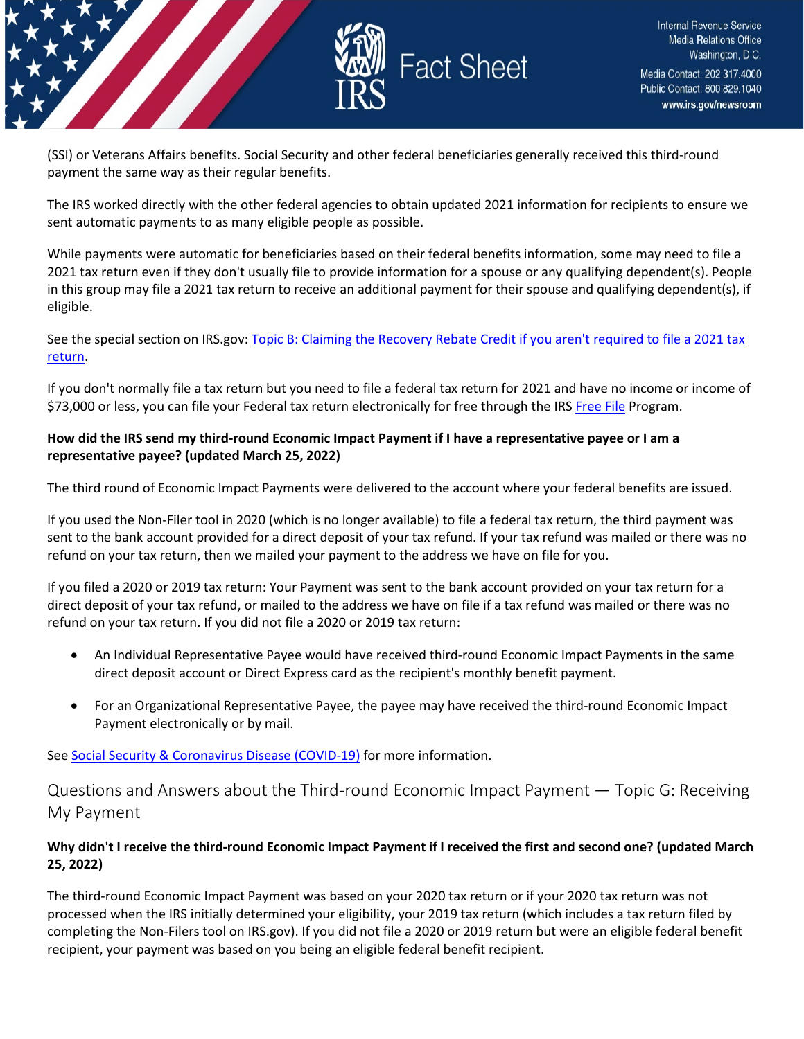(SSI) or Veterans Affairs benefits. Social Security and other federal beneficiaries generally received this third-round payment the same way as their regular benefits.

The IRS worked directly with the other federal agencies to obtain updated 2021 information for recipients to ensure we sent automatic payments to as many eligible people as possible.

While payments were automatic for beneficiaries based on their federal benefits information, some may need to file a 2021 tax return even if they don't usually file to provide information for a spouse or any qualifying dependent(s). People in this group may file a 2021 tax return to receive an additional payment for their spouse and qualifying dependent(s), if eligible.

See the special section on IRS.gov: [Topic B: Claiming the Recovery Rebate Credit if you aren't required to file a 2021 tax return](#).

If you don't normally file a tax return but you need to file a federal tax return for 2021 and have no income or income of $73,000 or less, you can file your Federal tax return electronically for free through the IRS [Free File](#) Program.

**How did the IRS send my third-round Economic Impact Payment if I have a representative payee or I am a representative payee? (updated March 25, 2022)**

The third round of Economic Impact Payments were delivered to the account where your federal benefits are issued.

If you used the Non-Filer tool in 2020 (which is no longer available) to file a federal tax return, the third payment was sent to the bank account provided for a direct deposit of your tax refund. If your tax refund was mailed or there was no refund on your tax return, then we mailed your payment to the address we have on file for you.

If you filed a 2020 or 2019 tax return: Your Payment was sent to the bank account provided on your tax return for a direct deposit of your tax refund, or mailed to the address we have on file if a tax refund was mailed or there was no refund on your tax return. If you did not file a 2020 or 2019 tax return:

- An Individual Representative Payee would have received third-round Economic Impact Payments in the same direct deposit account or Direct Express card as the recipient's monthly benefit payment.
- For an Organizational Representative Payee, the payee may have received the third-round Economic Impact Payment electronically or by mail.

See [Social Security & Coronavirus Disease (COVID-19)](#) for more information.

## Questions and Answers about the Third-round Economic Impact Payment — Topic G: Receiving My Payment

**Why didn't I receive the third-round Economic Impact Payment if I received the first and second one? (updated March 25, 2022)**

The third-round Economic Impact Payment was based on your 2020 tax return or if your 2020 tax return was not processed when the IRS initially determined your eligibility, your 2019 tax return (which includes a tax return filed by completing the Non-Filers tool on IRS.gov). If you did not file a 2020 or 2019 return but were an eligible federal benefit recipient, your payment was based on you being an eligible federal benefit recipient.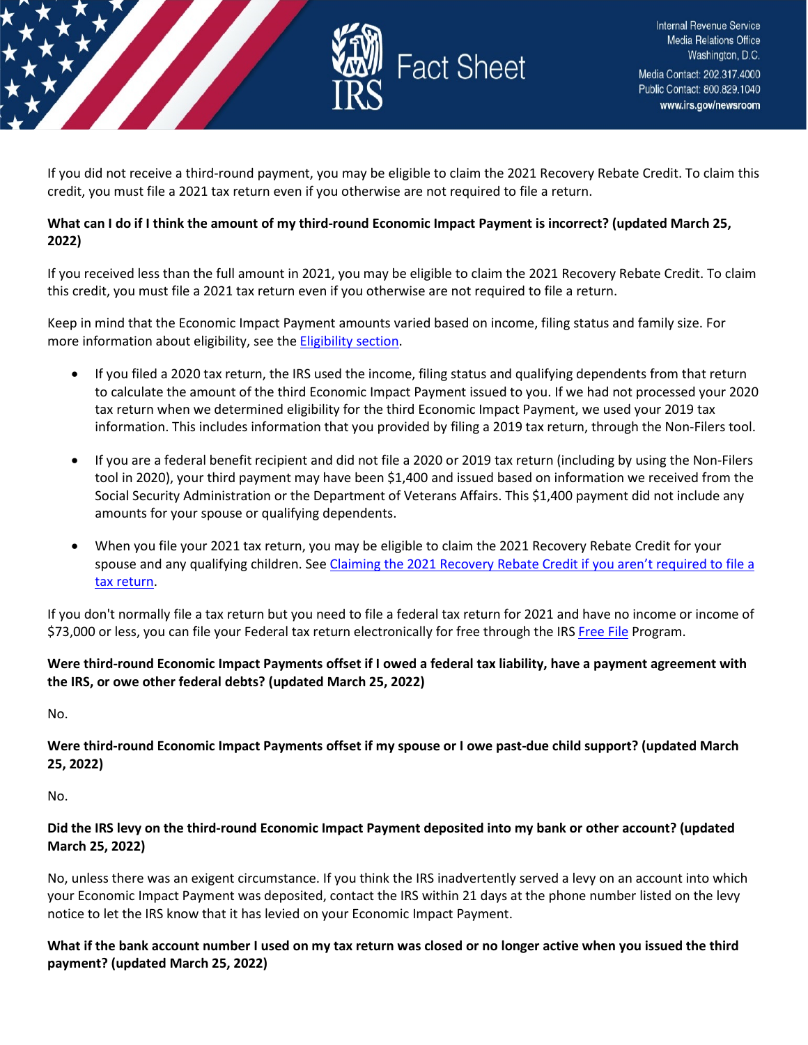If you did not receive a third-round payment, you may be eligible to claim the 2021 Recovery Rebate Credit. To claim this credit, you must file a 2021 tax return even if you otherwise are not required to file a return.

**What can I do if I think the amount of my third-round Economic Impact Payment is incorrect? (updated March 25, 2022)**

If you received less than the full amount in 2021, you may be eligible to claim the 2021 Recovery Rebate Credit. To claim this credit, you must file a 2021 tax return even if you otherwise are not required to file a return.

Keep in mind that the Economic Impact Payment amounts varied based on income, filing status and family size. For more information about eligibility, see the [Eligibility section](#).

- If you filed a 2020 tax return, the IRS used the income, filing status and qualifying dependents from that return to calculate the amount of the third Economic Impact Payment issued to you. If we had not processed your 2020 tax return when we determined eligibility for the third Economic Impact Payment, we used your 2019 tax information. This includes information that you provided by filing a 2019 tax return, through the Non-Filers tool.
- If you are a federal benefit recipient and did not file a 2020 or 2019 tax return (including by using the Non-Filers tool in 2020), your third payment may have been $1,400 and issued based on information we received from the Social Security Administration or the Department of Veterans Affairs. This $1,400 payment did not include any amounts for your spouse or qualifying dependents.
- When you file your 2021 tax return, you may be eligible to claim the 2021 Recovery Rebate Credit for your spouse and any qualifying children. See [Claiming the 2021 Recovery Rebate Credit if you aren't required to file a tax return](#).

If you don't normally file a tax return but you need to file a federal tax return for 2021 and have no income or income of $73,000 or less, you can file your Federal tax return electronically for free through the IRS [Free File](#) Program.

**Were third-round Economic Impact Payments offset if I owed a federal tax liability, have a payment agreement with the IRS, or owe other federal debts? (updated March 25, 2022)**

No.

**Were third-round Economic Impact Payments offset if my spouse or I owe past-due child support? (updated March 25, 2022)**

No.

**Did the IRS levy on the third-round Economic Impact Payment deposited into my bank or other account? (updated March 25, 2022)**

No, unless there was an exigent circumstance. If you think the IRS inadvertently served a levy on an account into which your Economic Impact Payment was deposited, contact the IRS within 21 days at the phone number listed on the levy notice to let the IRS know that it has levied on your Economic Impact Payment.

**What if the bank account number I used on my tax return was closed or no longer active when you issued the third payment? (updated March 25, 2022)**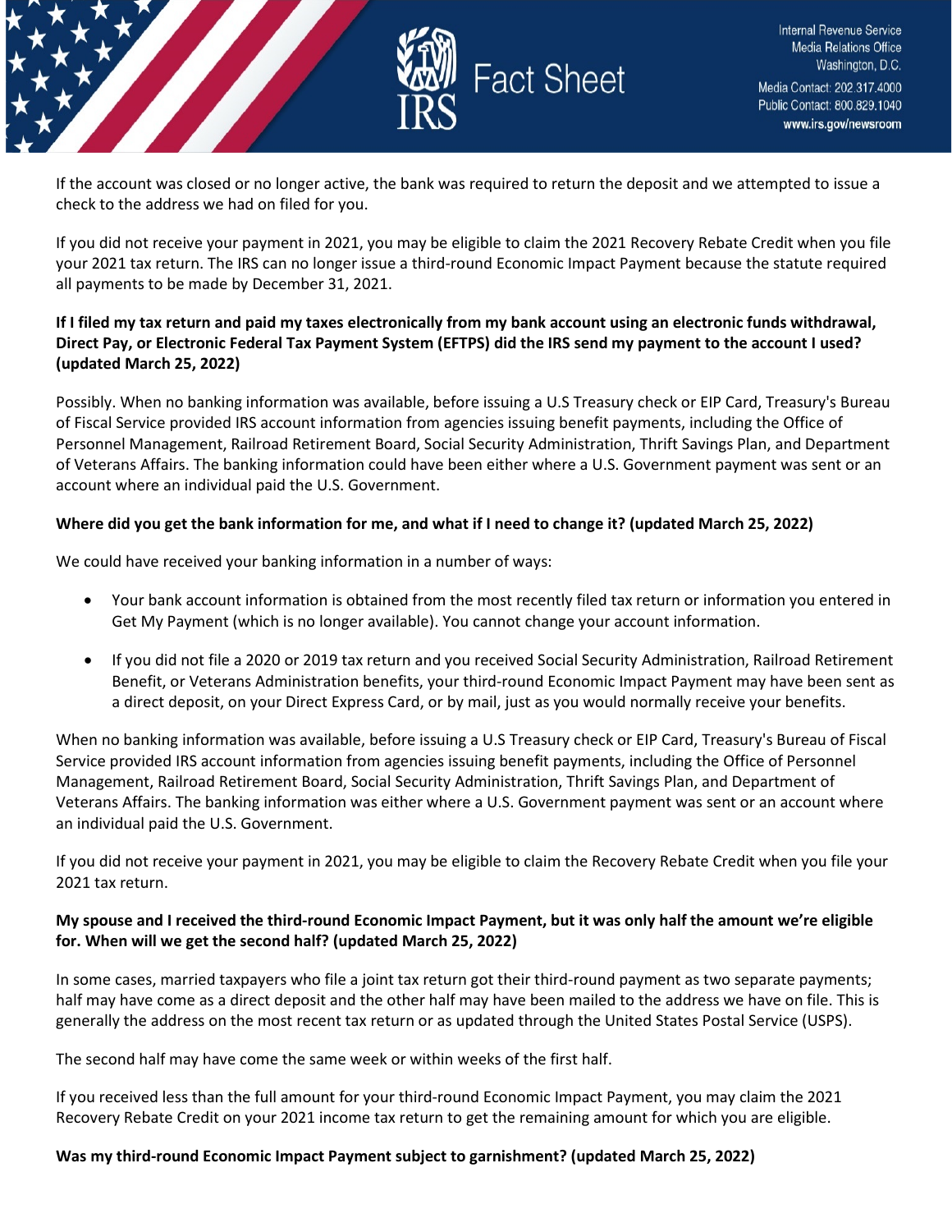If the account was closed or no longer active, the bank was required to return the deposit and we attempted to issue a check to the address we had on filed for you.

If you did not receive your payment in 2021, you may be eligible to claim the 2021 Recovery Rebate Credit when you file your 2021 tax return. The IRS can no longer issue a third-round Economic Impact Payment because the statute required all payments to be made by December 31, 2021.

**If I filed my tax return and paid my taxes electronically from my bank account using an electronic funds withdrawal, Direct Pay, or Electronic Federal Tax Payment System (EFTPS) did the IRS send my payment to the account I used? (updated March 25, 2022)**

Possibly. When no banking information was available, before issuing a U.S Treasury check or EIP Card, Treasury's Bureau of Fiscal Service provided IRS account information from agencies issuing benefit payments, including the Office of Personnel Management, Railroad Retirement Board, Social Security Administration, Thrift Savings Plan, and Department of Veterans Affairs. The banking information could have been either where a U.S. Government payment was sent or an account where an individual paid the U.S. Government.

**Where did you get the bank information for me, and what if I need to change it? (updated March 25, 2022)**

We could have received your banking information in a number of ways:

- Your bank account information is obtained from the most recently filed tax return or information you entered in Get My Payment (which is no longer available). You cannot change your account information.
- If you did not file a 2020 or 2019 tax return and you received Social Security Administration, Railroad Retirement Benefit, or Veterans Administration benefits, your third-round Economic Impact Payment may have been sent as a direct deposit, on your Direct Express Card, or by mail, just as you would normally receive your benefits.

When no banking information was available, before issuing a U.S Treasury check or EIP Card, Treasury's Bureau of Fiscal Service provided IRS account information from agencies issuing benefit payments, including the Office of Personnel Management, Railroad Retirement Board, Social Security Administration, Thrift Savings Plan, and Department of Veterans Affairs. The banking information was either where a U.S. Government payment was sent or an account where an individual paid the U.S. Government.

If you did not receive your payment in 2021, you may be eligible to claim the Recovery Rebate Credit when you file your 2021 tax return.

**My spouse and I received the third-round Economic Impact Payment, but it was only half the amount we're eligible for. When will we get the second half? (updated March 25, 2022)**

In some cases, married taxpayers who file a joint tax return got their third-round payment as two separate payments; half may have come as a direct deposit and the other half may have been mailed to the address we have on file. This is generally the address on the most recent tax return or as updated through the United States Postal Service (USPS).

The second half may have come the same week or within weeks of the first half.

If you received less than the full amount for your third-round Economic Impact Payment, you may claim the 2021 Recovery Rebate Credit on your 2021 income tax return to get the remaining amount for which you are eligible.

**Was my third-round Economic Impact Payment subject to garnishment? (updated March 25, 2022)**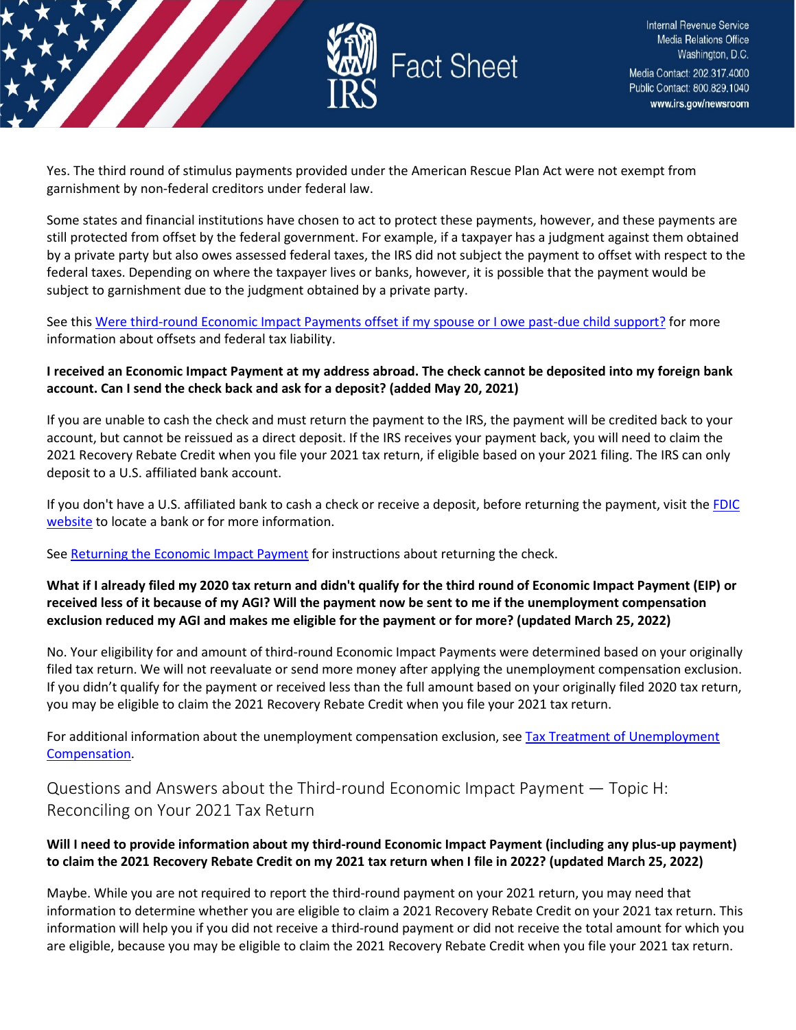Yes. The third round of stimulus payments provided under the American Rescue Plan Act were not exempt from garnishment by non-federal creditors under federal law.

Some states and financial institutions have chosen to act to protect these payments, however, and these payments are still protected from offset by the federal government. For example, if a taxpayer has a judgment against them obtained by a private party but also owes assessed federal taxes, the IRS did not subject the payment to offset with respect to the federal taxes. Depending on where the taxpayer lives or banks, however, it is possible that the payment would be subject to garnishment due to the judgment obtained by a private party.

See this [Were third-round Economic Impact Payments offset if my spouse or I owe past-due child support?] for more information about offsets and federal tax liability.

**I received an Economic Impact Payment at my address abroad. The check cannot be deposited into my foreign bank account. Can I send the check back and ask for a deposit? (added May 20, 2021)**

If you are unable to cash the check and must return the payment to the IRS, the payment will be credited back to your account, but cannot be reissued as a direct deposit. If the IRS receives your payment back, you will need to claim the 2021 Recovery Rebate Credit when you file your 2021 tax return, if eligible based on your 2021 filing. The IRS can only deposit to a U.S. affiliated bank account.

If you don't have a U.S. affiliated bank to cash a check or receive a deposit, before returning the payment, visit the [FDIC website] to locate a bank or for more information.

See [Returning the Economic Impact Payment] for instructions about returning the check.

**What if I already filed my 2020 tax return and didn't qualify for the third round of Economic Impact Payment (EIP) or received less of it because of my AGI? Will the payment now be sent to me if the unemployment compensation exclusion reduced my AGI and makes me eligible for the payment or for more? (updated March 25, 2022)**

No. Your eligibility for and amount of third-round Economic Impact Payments were determined based on your originally filed tax return. We will not reevaluate or send more money after applying the unemployment compensation exclusion. If you didn't qualify for the payment or received less than the full amount based on your originally filed 2020 tax return, you may be eligible to claim the 2021 Recovery Rebate Credit when you file your 2021 tax return.

For additional information about the unemployment compensation exclusion, see [Tax Treatment of Unemployment Compensation].

## Questions and Answers about the Third-round Economic Impact Payment — Topic H: Reconciling on Your 2021 Tax Return

**Will I need to provide information about my third-round Economic Impact Payment (including any plus-up payment) to claim the 2021 Recovery Rebate Credit on my 2021 tax return when I file in 2022? (updated March 25, 2022)**

Maybe. While you are not required to report the third-round payment on your 2021 return, you may need that information to determine whether you are eligible to claim a 2021 Recovery Rebate Credit on your 2021 tax return. This information will help you if you did not receive a third-round payment or did not receive the total amount for which you are eligible, because you may be eligible to claim the 2021 Recovery Rebate Credit when you file your 2021 tax return.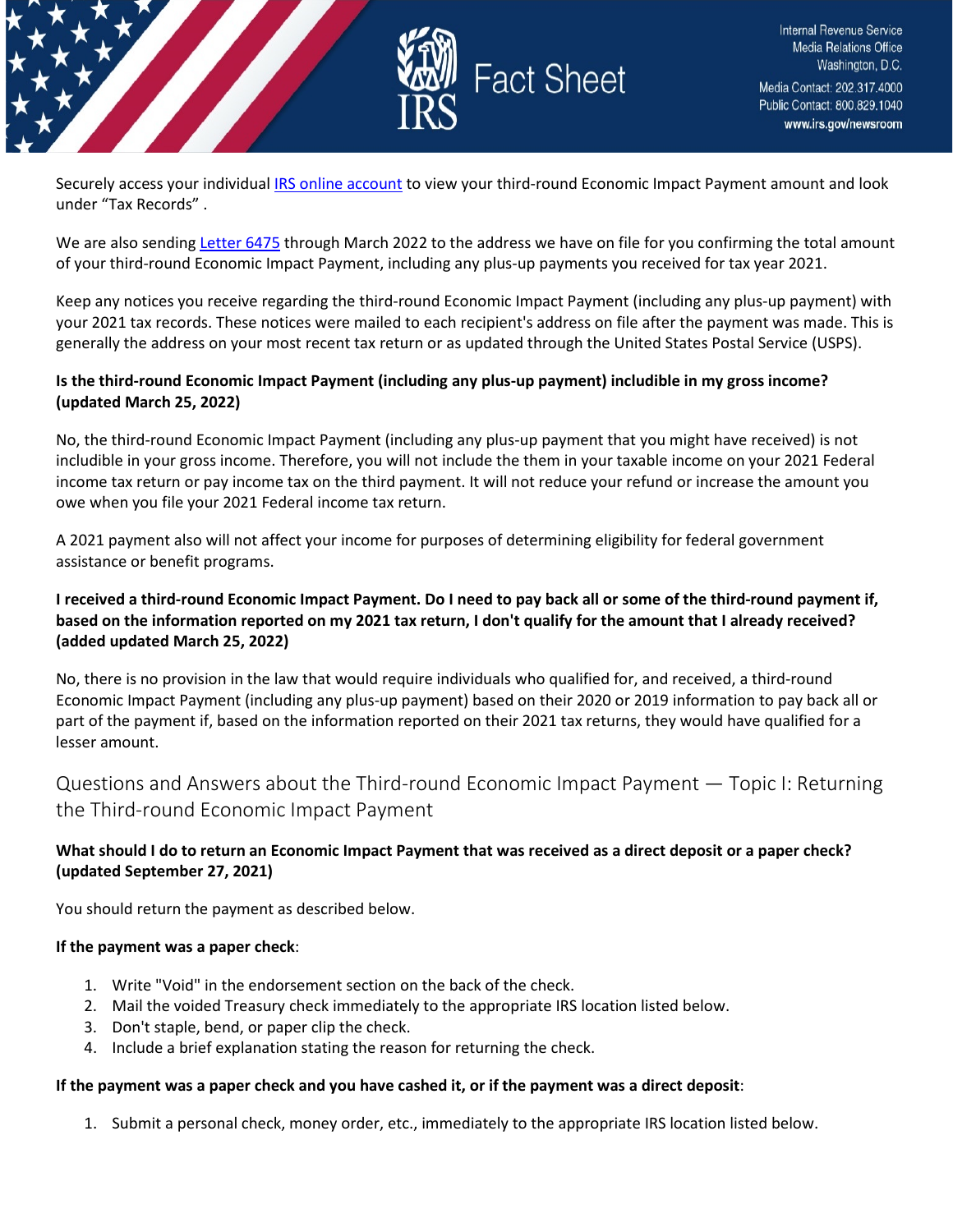Securely access your individual [IRS online account](https://www.irs.gov/payments/your-online-account) to view your third-round Economic Impact Payment amount and look under "Tax Records" .

We are also sending [Letter 6475](https://www.irs.gov/individuals/understanding-your-letter-6475) through March 2022 to the address we have on file for you confirming the total amount of your third-round Economic Impact Payment, including any plus-up payments you received for tax year 2021.

Keep any notices you receive regarding the third-round Economic Impact Payment (including any plus-up payment) with your 2021 tax records. These notices were mailed to each recipient's address on file after the payment was made. This is generally the address on your most recent tax return or as updated through the United States Postal Service (USPS).

**Is the third-round Economic Impact Payment (including any plus-up payment) includible in my gross income? (updated March 25, 2022)**

No, the third-round Economic Impact Payment (including any plus-up payment that you might have received) is not includible in your gross income. Therefore, you will not include the them in your taxable income on your 2021 Federal income tax return or pay income tax on the third payment. It will not reduce your refund or increase the amount you owe when you file your 2021 Federal income tax return.

A 2021 payment also will not affect your income for purposes of determining eligibility for federal government assistance or benefit programs.

**I received a third-round Economic Impact Payment. Do I need to pay back all or some of the third-round payment if, based on the information reported on my 2021 tax return, I don't qualify for the amount that I already received? (added updated March 25, 2022)**

No, there is no provision in the law that would require individuals who qualified for, and received, a third-round Economic Impact Payment (including any plus-up payment) based on their 2020 or 2019 information to pay back all or part of the payment if, based on the information reported on their 2021 tax returns, they would have qualified for a lesser amount.

## Questions and Answers about the Third-round Economic Impact Payment — Topic I: Returning the Third-round Economic Impact Payment

**What should I do to return an Economic Impact Payment that was received as a direct deposit or a paper check? (updated September 27, 2021)**

You should return the payment as described below.

**If the payment was a paper check**:

1. Write "Void" in the endorsement section on the back of the check.
2. Mail the voided Treasury check immediately to the appropriate IRS location listed below.
3. Don't staple, bend, or paper clip the check.
4. Include a brief explanation stating the reason for returning the check.

**If the payment was a paper check and you have cashed it, or if the payment was a direct deposit**:

1. Submit a personal check, money order, etc., immediately to the appropriate IRS location listed below.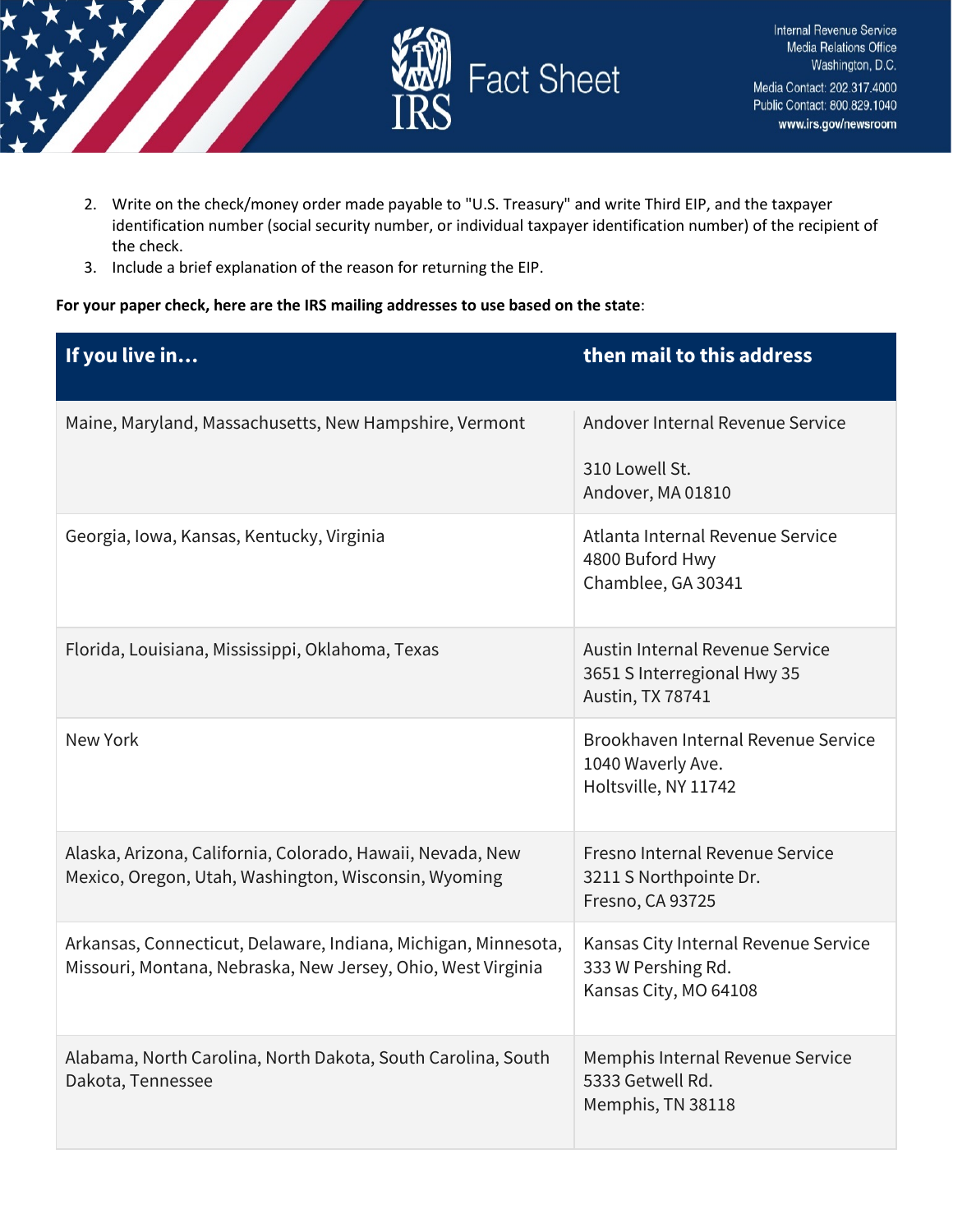2. Write on the check/money order made payable to "U.S. Treasury" and write Third EIP, and the taxpayer identification number (social security number, or individual taxpayer identification number) of the recipient of the check.
3. Include a brief explanation of the reason for returning the EIP.

**For your paper check, here are the IRS mailing addresses to use based on the state**:

| If you live in... | then mail to this address |
|---|---|
| Maine, Maryland, Massachusetts, New Hampshire, Vermont | Andover Internal Revenue Service<br><br>310 Lowell St.<br>Andover, MA 01810 |
| Georgia, Iowa, Kansas, Kentucky, Virginia | Atlanta Internal Revenue Service<br>4800 Buford Hwy<br>Chamblee, GA 30341 |
| Florida, Louisiana, Mississippi, Oklahoma, Texas | Austin Internal Revenue Service<br>3651 S Interregional Hwy 35<br>Austin, TX 78741 |
| New York | Brookhaven Internal Revenue Service<br>1040 Waverly Ave.<br>Holtsville, NY 11742 |
| Alaska, Arizona, California, Colorado, Hawaii, Nevada, New Mexico, Oregon, Utah, Washington, Wisconsin, Wyoming | Fresno Internal Revenue Service<br>3211 S Northpointe Dr.<br>Fresno, CA 93725 |
| Arkansas, Connecticut, Delaware, Indiana, Michigan, Minnesota, Missouri, Montana, Nebraska, New Jersey, Ohio, West Virginia | Kansas City Internal Revenue Service<br>333 W Pershing Rd.<br>Kansas City, MO 64108 |
| Alabama, North Carolina, North Dakota, South Carolina, South Dakota, Tennessee | Memphis Internal Revenue Service<br>5333 Getwell Rd.<br>Memphis, TN 38118 |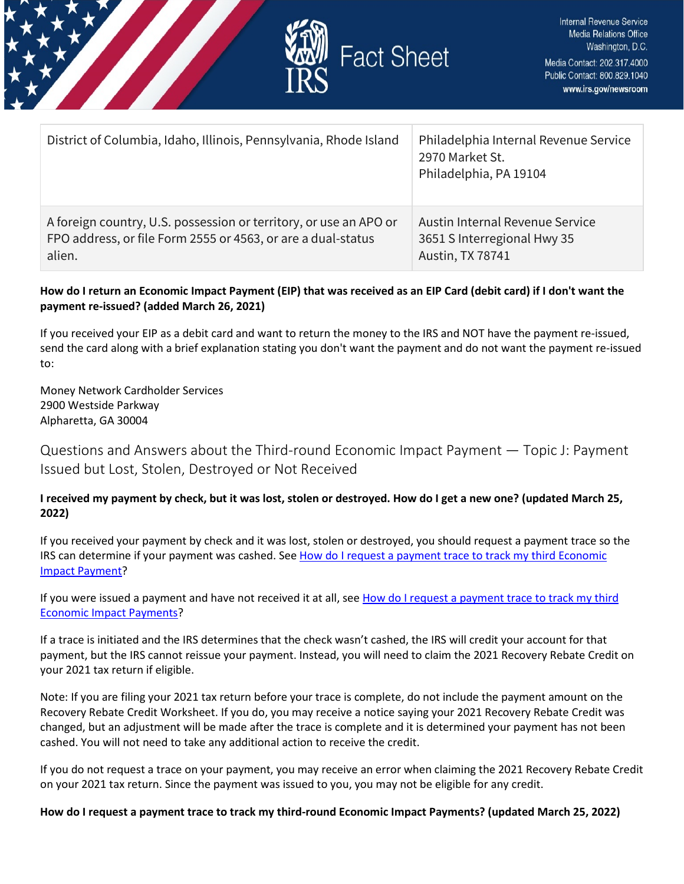| District of Columbia, Idaho, Illinois, Pennsylvania, Rhode Island | Philadelphia Internal Revenue Service<br>2970 Market St.<br>Philadelphia, PA 19104 |
|---|---|
| A foreign country, U.S. possession or territory, or use an APO or FPO address, or file Form 2555 or 4563, or are a dual-status alien. | Austin Internal Revenue Service<br>3651 S Interregional Hwy 35<br>Austin, TX 78741 |

**How do I return an Economic Impact Payment (EIP) that was received as an EIP Card (debit card) if I don't want the payment re-issued? (added March 26, 2021)**

If you received your EIP as a debit card and want to return the money to the IRS and NOT have the payment re-issued, send the card along with a brief explanation stating you don't want the payment and do not want the payment re-issued to:

Money Network Cardholder Services
2900 Westside Parkway
Alpharetta, GA 30004

## Questions and Answers about the Third-round Economic Impact Payment — Topic J: Payment Issued but Lost, Stolen, Destroyed or Not Received

**I received my payment by check, but it was lost, stolen or destroyed. How do I get a new one? (updated March 25, 2022)**

If you received your payment by check and it was lost, stolen or destroyed, you should request a payment trace so the IRS can determine if your payment was cashed. See How do I request a payment trace to track my third Economic Impact Payment?

If you were issued a payment and have not received it at all, see How do I request a payment trace to track my third Economic Impact Payments?

If a trace is initiated and the IRS determines that the check wasn't cashed, the IRS will credit your account for that payment, but the IRS cannot reissue your payment. Instead, you will need to claim the 2021 Recovery Rebate Credit on your 2021 tax return if eligible.

Note: If you are filing your 2021 tax return before your trace is complete, do not include the payment amount on the Recovery Rebate Credit Worksheet. If you do, you may receive a notice saying your 2021 Recovery Rebate Credit was changed, but an adjustment will be made after the trace is complete and it is determined your payment has not been cashed. You will not need to take any additional action to receive the credit.

If you do not request a trace on your payment, you may receive an error when claiming the 2021 Recovery Rebate Credit on your 2021 tax return. Since the payment was issued to you, you may not be eligible for any credit.

**How do I request a payment trace to track my third-round Economic Impact Payments? (updated March 25, 2022)**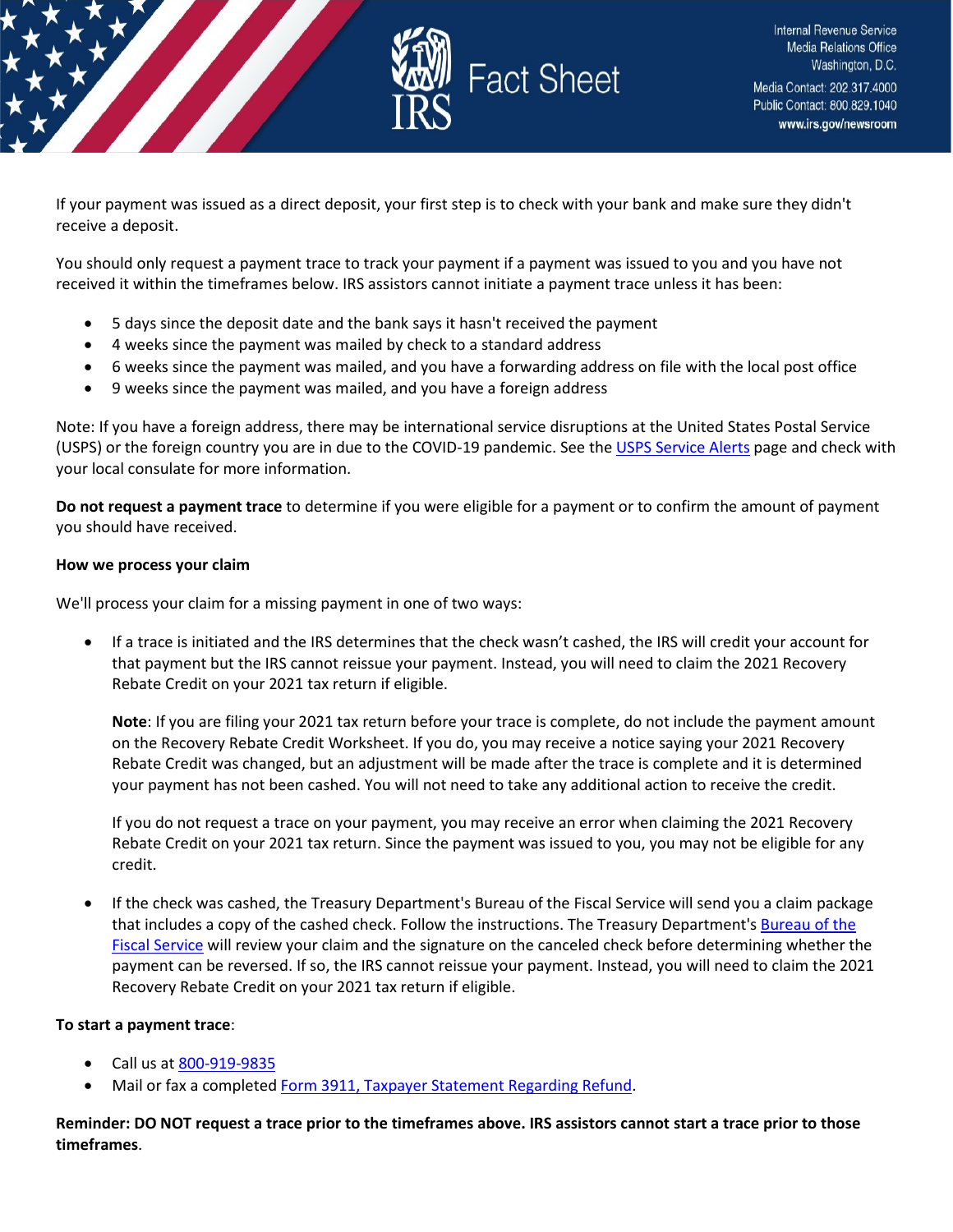If your payment was issued as a direct deposit, your first step is to check with your bank and make sure they didn't receive a deposit.

You should only request a payment trace to track your payment if a payment was issued to you and you have not received it within the timeframes below. IRS assistors cannot initiate a payment trace unless it has been:

- 5 days since the deposit date and the bank says it hasn't received the payment
- 4 weeks since the payment was mailed by check to a standard address
- 6 weeks since the payment was mailed, and you have a forwarding address on file with the local post office
- 9 weeks since the payment was mailed, and you have a foreign address

Note: If you have a foreign address, there may be international service disruptions at the United States Postal Service (USPS) or the foreign country you are in due to the COVID-19 pandemic. See the USPS Service Alerts page and check with your local consulate for more information.

**Do not request a payment trace** to determine if you were eligible for a payment or to confirm the amount of payment you should have received.

**How we process your claim**

We'll process your claim for a missing payment in one of two ways:

- If a trace is initiated and the IRS determines that the check wasn't cashed, the IRS will credit your account for that payment but the IRS cannot reissue your payment. Instead, you will need to claim the 2021 Recovery Rebate Credit on your 2021 tax return if eligible.

  **Note**: If you are filing your 2021 tax return before your trace is complete, do not include the payment amount on the Recovery Rebate Credit Worksheet. If you do, you may receive a notice saying your 2021 Recovery Rebate Credit was changed, but an adjustment will be made after the trace is complete and it is determined your payment has not been cashed. You will not need to take any additional action to receive the credit.

  If you do not request a trace on your payment, you may receive an error when claiming the 2021 Recovery Rebate Credit on your 2021 tax return. Since the payment was issued to you, you may not be eligible for any credit.

- If the check was cashed, the Treasury Department's Bureau of the Fiscal Service will send you a claim package that includes a copy of the cashed check. Follow the instructions. The Treasury Department's Bureau of the Fiscal Service will review your claim and the signature on the canceled check before determining whether the payment can be reversed. If so, the IRS cannot reissue your payment. Instead, you will need to claim the 2021 Recovery Rebate Credit on your 2021 tax return if eligible.

**To start a payment trace**:

- Call us at 800-919-9835
- Mail or fax a completed Form 3911, Taxpayer Statement Regarding Refund.

**Reminder: DO NOT request a trace prior to the timeframes above. IRS assistors cannot start a trace prior to those timeframes**.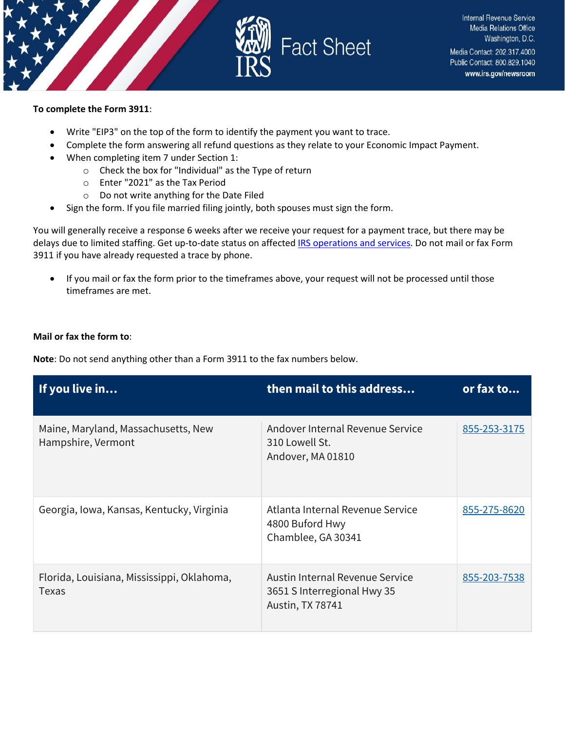**To complete the Form 3911**:

- Write "EIP3" on the top of the form to identify the payment you want to trace.
- Complete the form answering all refund questions as they relate to your Economic Impact Payment.
- When completing item 7 under Section 1:
  - Check the box for "Individual" as the Type of return
  - Enter "2021" as the Tax Period
  - Do not write anything for the Date Filed
- Sign the form. If you file married filing jointly, both spouses must sign the form.

You will generally receive a response 6 weeks after we receive your request for a payment trace, but there may be delays due to limited staffing. Get up-to-date status on affected IRS operations and services. Do not mail or fax Form 3911 if you have already requested a trace by phone.

- If you mail or fax the form prior to the timeframes above, your request will not be processed until those timeframes are met.

**Mail or fax the form to**:

**Note**: Do not send anything other than a Form 3911 to the fax numbers below.

| If you live in… | then mail to this address… | or fax to… |
|---|---|---|
| Maine, Maryland, Massachusetts, New Hampshire, Vermont | Andover Internal Revenue Service<br>310 Lowell St.<br>Andover, MA 01810 | 855-253-3175 |
| Georgia, Iowa, Kansas, Kentucky, Virginia | Atlanta Internal Revenue Service<br>4800 Buford Hwy<br>Chamblee, GA 30341 | 855-275-8620 |
| Florida, Louisiana, Mississippi, Oklahoma, Texas | Austin Internal Revenue Service<br>3651 S Interregional Hwy 35<br>Austin, TX 78741 | 855-203-7538 |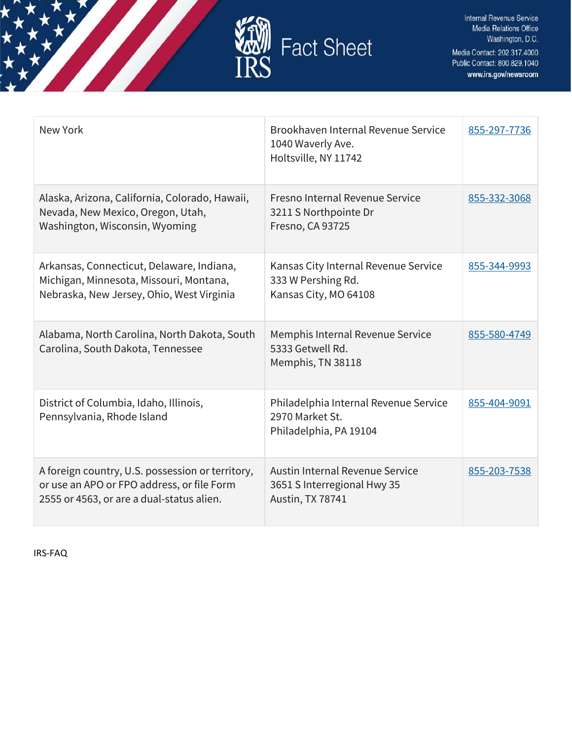| | | |
|---|---|---|
| New York | Brookhaven Internal Revenue Service<br>1040 Waverly Ave.<br>Holtsville, NY 11742 | 855-297-7736 |
| Alaska, Arizona, California, Colorado, Hawaii, Nevada, New Mexico, Oregon, Utah, Washington, Wisconsin, Wyoming | Fresno Internal Revenue Service<br>3211 S Northpointe Dr<br>Fresno, CA 93725 | 855-332-3068 |
| Arkansas, Connecticut, Delaware, Indiana, Michigan, Minnesota, Missouri, Montana, Nebraska, New Jersey, Ohio, West Virginia | Kansas City Internal Revenue Service<br>333 W Pershing Rd.<br>Kansas City, MO 64108 | 855-344-9993 |
| Alabama, North Carolina, North Dakota, South Carolina, South Dakota, Tennessee | Memphis Internal Revenue Service<br>5333 Getwell Rd.<br>Memphis, TN 38118 | 855-580-4749 |
| District of Columbia, Idaho, Illinois, Pennsylvania, Rhode Island | Philadelphia Internal Revenue Service<br>2970 Market St.<br>Philadelphia, PA 19104 | 855-404-9091 |
| A foreign country, U.S. possession or territory, or use an APO or FPO address, or file Form 2555 or 4563, or are a dual-status alien. | Austin Internal Revenue Service<br>3651 S Interregional Hwy 35<br>Austin, TX 78741 | 855-203-7538 |

IRS-FAQ